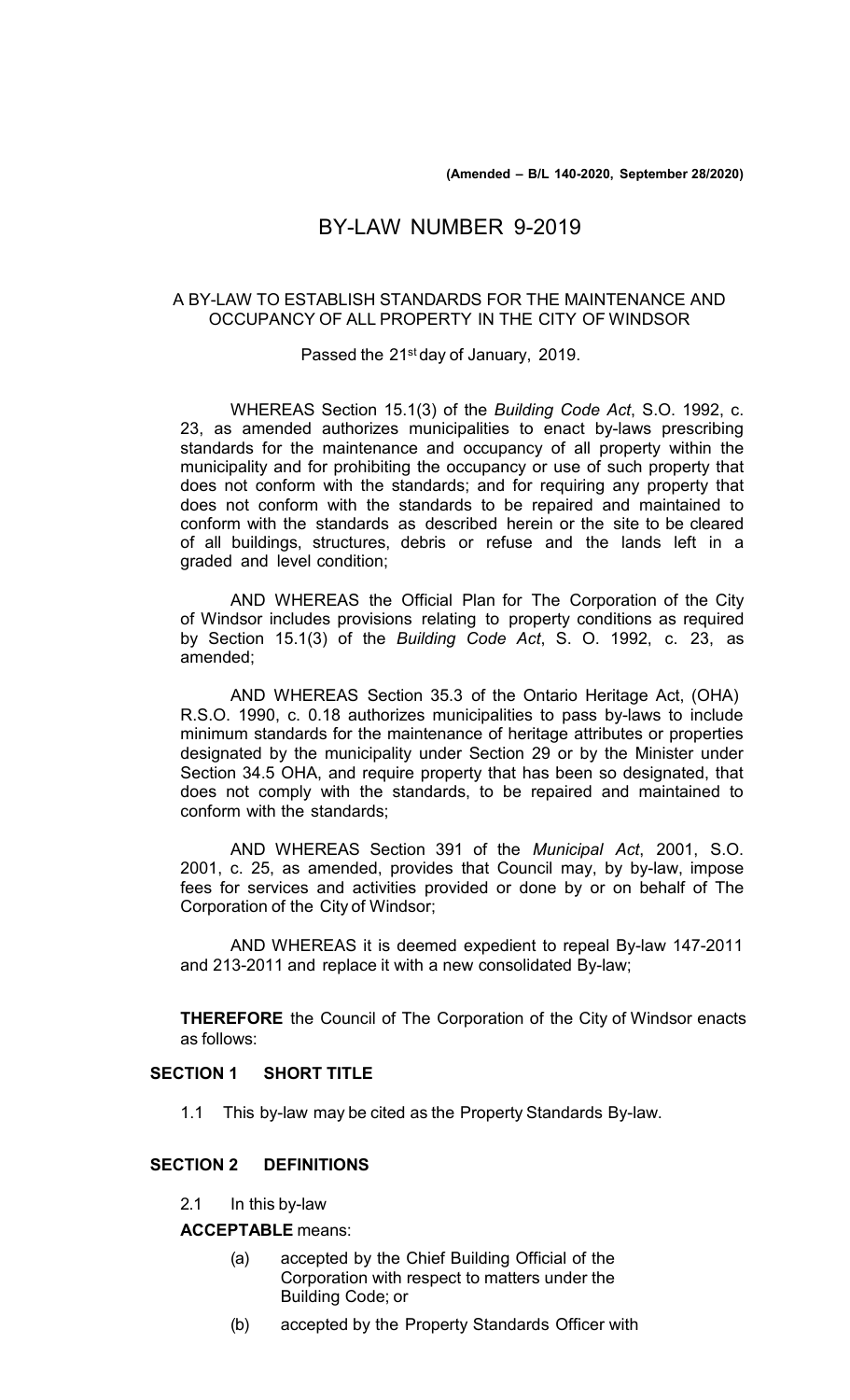**(Amended – B/L 140-2020, September 28/2020)**

# BY-LAW NUMBER 9-2019

A BY-LAW TO ESTABLISH STANDARDS FOR THE MAINTENANCE AND OCCUPANCY OF ALL PROPERTY IN THE CITY OF WINDSOR

Passed the 21st day of January, 2019.

WHEREAS Section 15.1(3) of the *Building Code Act*, S.O. 1992, c. 23, as amended authorizes municipalities to enact by-laws prescribing standards for the maintenance and occupancy of all property within the municipality and for prohibiting the occupancy or use of such property that does not conform with the standards; and for requiring any property that does not conform with the standards to be repaired and maintained to conform with the standards as described herein or the site to be cleared of all buildings, structures, debris or refuse and the lands left in a graded and level condition;

AND WHEREAS the Official Plan for The Corporation of the City of Windsor includes provisions relating to property conditions as required by Section 15.1(3) of the *Building Code Act*, S. O. 1992, c. 23, as amended;

AND WHEREAS Section 35.3 of the Ontario Heritage Act, (OHA) R.S.O. 1990, c. 0.18 authorizes municipalities to pass by-laws to include minimum standards for the maintenance of heritage attributes or properties designated by the municipality under Section 29 or by the Minister under Section 34.5 OHA, and require property that has been so designated, that does not comply with the standards, to be repaired and maintained to conform with the standards;

AND WHEREAS Section 391 of the *Municipal Act*, 2001, S.O. 2001, c. 25, as amended, provides that Council may, by by-law, impose fees for services and activities provided or done by or on behalf of The Corporation of the City of Windsor;

AND WHEREAS it is deemed expedient to repeal By-law 147-2011 and 213-2011 and replace it with a new consolidated By-law;

**THEREFORE** the Council of The Corporation of the City of Windsor enacts as follows:

## SECTION 1 SHORT TITLE

1.1 This by-law may be cited as the Property Standards By-law.

## SECTION 2 DEFINITIONS

2.1 In this by-law

**ACCEPTABLE** means:

(a) accepted by the Chief Building Official of the Corporation with respect to matters under the Building Code; or

(b) accepted by the Property Standards Officer with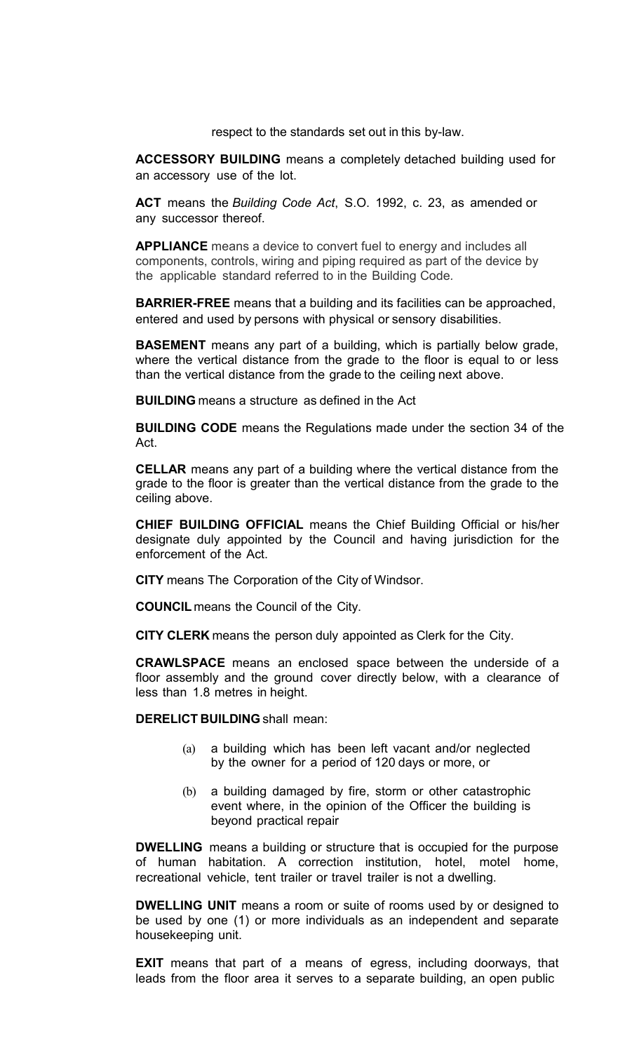respect to the standards set out in this by-law.

**ACCESSORY BUILDING** means a completely detached building used for an accessory use of the lot.

**ACT** means the *Building Code Act*, S.O. 1992, c. 23, as amended or any successor thereof.

**APPLIANCE** means a device to convert fuel to energy and includes all components, controls, wiring and piping required as part of the device by the applicable standard referred to in the Building Code.

**BARRIER-FREE** means that a building and its facilities can be approached, entered and used by persons with physical or sensory disabilities.

**BASEMENT** means any part of a building, which is partially below grade, where the vertical distance from the grade to the floor is equal to or less than the vertical distance from the grade to the ceiling next above.

**BUILDING** means a structure as defined in the Act

**BUILDING CODE** means the Regulations made under the section 34 of the Act.

**CELLAR** means any part of a building where the vertical distance from the grade to the floor is greater than the vertical distance from the grade to the ceiling above.

**CHIEF BUILDING OFFICIAL** means the Chief Building Official or his/her designate duly appointed by the Council and having jurisdiction for the enforcement of the Act.

**CITY** means The Corporation of the City of Windsor.

**COUNCIL** means the Council of the City.

**CITY CLERK** means the person duly appointed as Clerk for the City.

**CRAWLSPACE** means an enclosed space between the underside of a floor assembly and the ground cover directly below, with a clearance of less than 1.8 metres in height.

**DERELICT BUILDING** shall mean:

(a) a building which has been left vacant and/or neglected by the owner for a period of 120 days or more, or

(b) a building damaged by fire, storm or other catastrophic event where, in the opinion of the Officer the building is beyond practical repair

**DWELLING** means a building or structure that is occupied for the purpose of human habitation. A correction institution, hotel, motel home, recreational vehicle, tent trailer or travel trailer is not a dwelling.

**DWELLING UNIT** means a room or suite of rooms used by or designed to be used by one (1) or more individuals as an independent and separate housekeeping unit.

**EXIT** means that part of a means of egress, including doorways, that leads from the floor area it serves to a separate building, an open public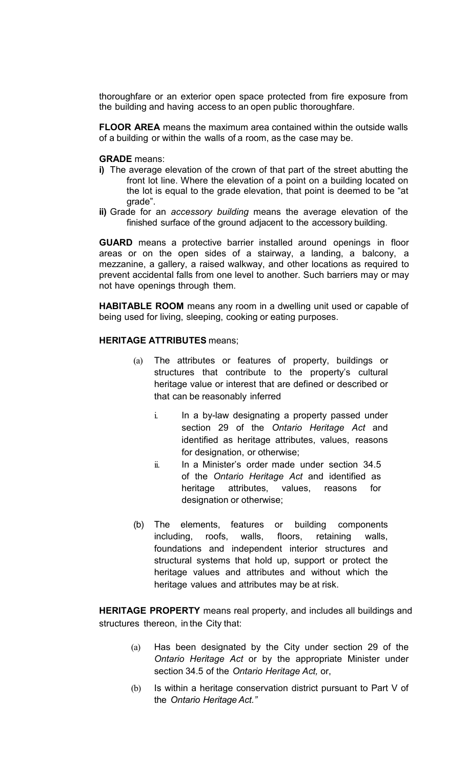thoroughfare or an exterior open space protected from fire exposure from the building and having access to an open public thoroughfare.

**FLOOR AREA** means the maximum area contained within the outside walls of a building or within the walls of a room, as the case may be.

**GRADE** means:

**i)** The average elevation of the crown of that part of the street abutting the front lot line. Where the elevation of a point on a building located on the lot is equal to the grade elevation, that point is deemed to be "at grade".

**ii)** Grade for an *accessory building* means the average elevation of the finished surface of the ground adjacent to the accessory building.

**GUARD** means a protective barrier installed around openings in floor areas or on the open sides of a stairway, a landing, a balcony, a mezzanine, a gallery, a raised walkway, and other locations as required to prevent accidental falls from one level to another. Such barriers may or may not have openings through them.

**HABITABLE ROOM** means any room in a dwelling unit used or capable of being used for living, sleeping, cooking or eating purposes.

**HERITAGE ATTRIBUTES** means;

(a) The attributes or features of property, buildings or structures that contribute to the property's cultural heritage value or interest that are defined or described or that can be reasonably inferred

  i. In a by-law designating a property passed under section 29 of the *Ontario Heritage Act* and identified as heritage attributes, values, reasons for designation, or otherwise;

  ii. In a Minister's order made under section 34.5 of the *Ontario Heritage Act* and identified as heritage attributes, values, reasons for designation or otherwise;

(b) The elements, features or building components including, roofs, walls, floors, retaining walls, foundations and independent interior structures and structural systems that hold up, support or protect the heritage values and attributes and without which the heritage values and attributes may be at risk.

**HERITAGE PROPERTY** means real property, and includes all buildings and structures thereon, in the City that:

(a) Has been designated by the City under section 29 of the *Ontario Heritage Act* or by the appropriate Minister under section 34.5 of the *Ontario Heritage Act,* or,

(b) Is within a heritage conservation district pursuant to Part V of the *Ontario Heritage Act."*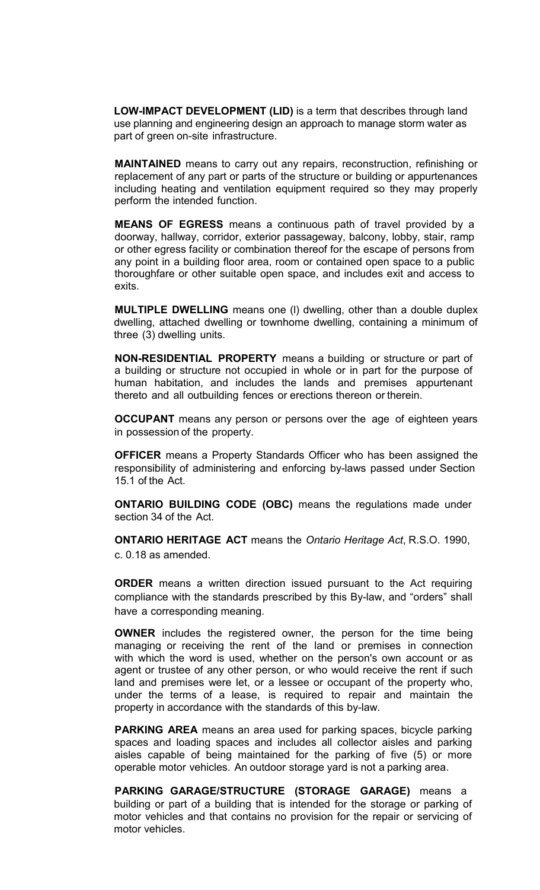**LOW-IMPACT DEVELOPMENT (LID)** is a term that describes through land use planning and engineering design an approach to manage storm water as part of green on-site infrastructure.

**MAINTAINED** means to carry out any repairs, reconstruction, refinishing or replacement of any part or parts of the structure or building or appurtenances including heating and ventilation equipment required so they may properly perform the intended function.

**MEANS OF EGRESS** means a continuous path of travel provided by a doorway, hallway, corridor, exterior passageway, balcony, lobby, stair, ramp or other egress facility or combination thereof for the escape of persons from any point in a building floor area, room or contained open space to a public thoroughfare or other suitable open space, and includes exit and access to exits.

**MULTIPLE DWELLING** means one (l) dwelling, other than a double duplex dwelling, attached dwelling or townhome dwelling, containing a minimum of three (3) dwelling units.

**NON-RESIDENTIAL PROPERTY** means a building or structure or part of a building or structure not occupied in whole or in part for the purpose of human habitation, and includes the lands and premises appurtenant thereto and all outbuilding fences or erections thereon or therein.

**OCCUPANT** means any person or persons over the age of eighteen years in possession of the property.

**OFFICER** means a Property Standards Officer who has been assigned the responsibility of administering and enforcing by-laws passed under Section 15.1 of the Act.

**ONTARIO BUILDING CODE (OBC)** means the regulations made under section 34 of the Act.

**ONTARIO HERITAGE ACT** means the *Ontario Heritage Act*, R.S.O. 1990, c. 0.18 as amended.

**ORDER** means a written direction issued pursuant to the Act requiring compliance with the standards prescribed by this By-law, and "orders" shall have a corresponding meaning.

**OWNER** includes the registered owner, the person for the time being managing or receiving the rent of the land or premises in connection with which the word is used, whether on the person's own account or as agent or trustee of any other person, or who would receive the rent if such land and premises were let, or a lessee or occupant of the property who, under the terms of a lease, is required to repair and maintain the property in accordance with the standards of this by-law.

**PARKING AREA** means an area used for parking spaces, bicycle parking spaces and loading spaces and includes all collector aisles and parking aisles capable of being maintained for the parking of five (5) or more operable motor vehicles. An outdoor storage yard is not a parking area.

**PARKING GARAGE/STRUCTURE (STORAGE GARAGE)** means a building or part of a building that is intended for the storage or parking of motor vehicles and that contains no provision for the repair or servicing of motor vehicles.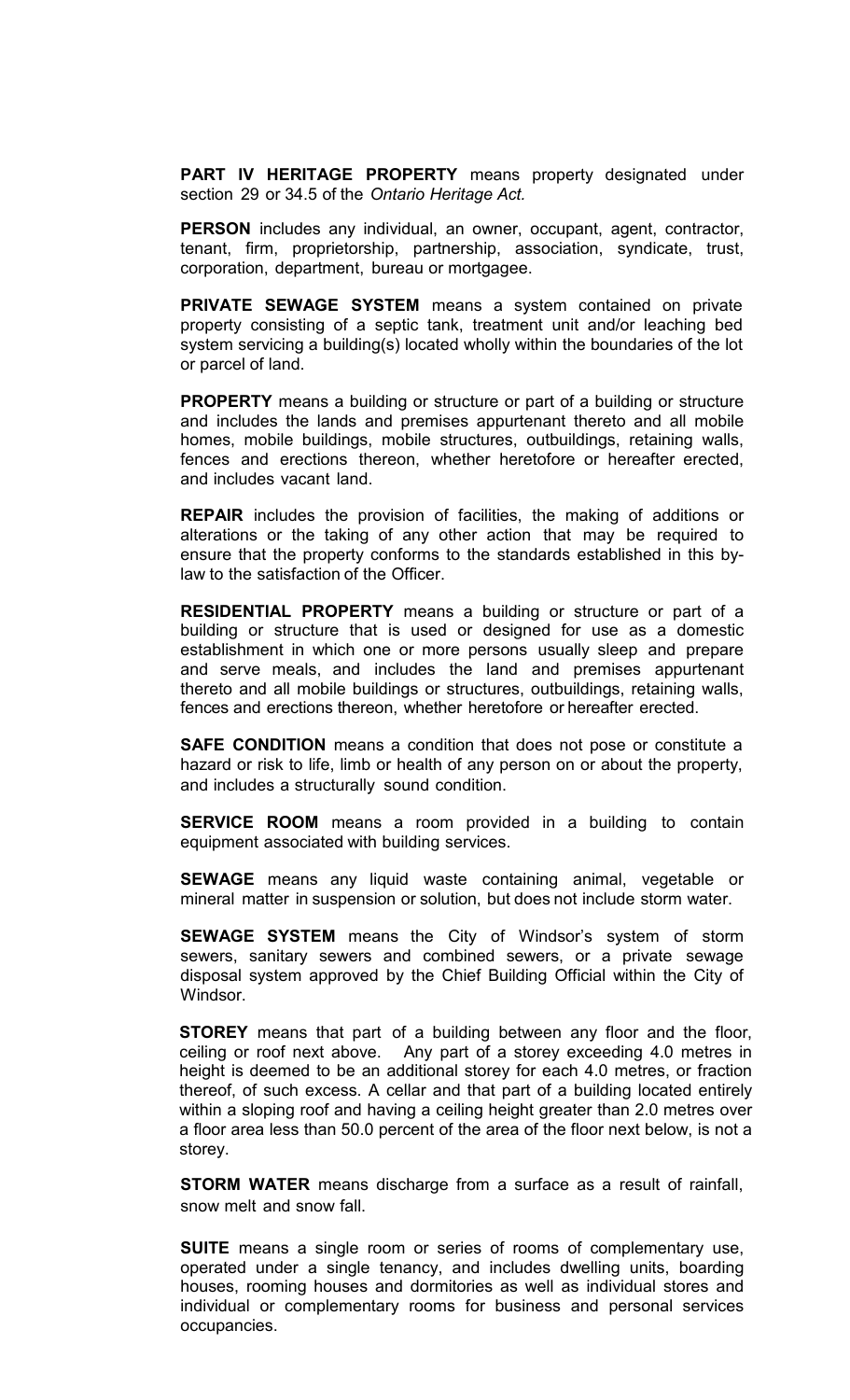**PART IV HERITAGE PROPERTY** means property designated under section 29 or 34.5 of the *Ontario Heritage Act.*

**PERSON** includes any individual, an owner, occupant, agent, contractor, tenant, firm, proprietorship, partnership, association, syndicate, trust, corporation, department, bureau or mortgagee.

**PRIVATE SEWAGE SYSTEM** means a system contained on private property consisting of a septic tank, treatment unit and/or leaching bed system servicing a building(s) located wholly within the boundaries of the lot or parcel of land.

**PROPERTY** means a building or structure or part of a building or structure and includes the lands and premises appurtenant thereto and all mobile homes, mobile buildings, mobile structures, outbuildings, retaining walls, fences and erections thereon, whether heretofore or hereafter erected, and includes vacant land.

**REPAIR** includes the provision of facilities, the making of additions or alterations or the taking of any other action that may be required to ensure that the property conforms to the standards established in this by-law to the satisfaction of the Officer.

**RESIDENTIAL PROPERTY** means a building or structure or part of a building or structure that is used or designed for use as a domestic establishment in which one or more persons usually sleep and prepare and serve meals, and includes the land and premises appurtenant thereto and all mobile buildings or structures, outbuildings, retaining walls, fences and erections thereon, whether heretofore or hereafter erected.

**SAFE CONDITION** means a condition that does not pose or constitute a hazard or risk to life, limb or health of any person on or about the property, and includes a structurally sound condition.

**SERVICE ROOM** means a room provided in a building to contain equipment associated with building services.

**SEWAGE** means any liquid waste containing animal, vegetable or mineral matter in suspension or solution, but does not include storm water.

**SEWAGE SYSTEM** means the City of Windsor's system of storm sewers, sanitary sewers and combined sewers, or a private sewage disposal system approved by the Chief Building Official within the City of Windsor.

**STOREY** means that part of a building between any floor and the floor, ceiling or roof next above. Any part of a storey exceeding 4.0 metres in height is deemed to be an additional storey for each 4.0 metres, or fraction thereof, of such excess. A cellar and that part of a building located entirely within a sloping roof and having a ceiling height greater than 2.0 metres over a floor area less than 50.0 percent of the area of the floor next below, is not a storey.

**STORM WATER** means discharge from a surface as a result of rainfall, snow melt and snow fall.

**SUITE** means a single room or series of rooms of complementary use, operated under a single tenancy, and includes dwelling units, boarding houses, rooming houses and dormitories as well as individual stores and individual or complementary rooms for business and personal services occupancies.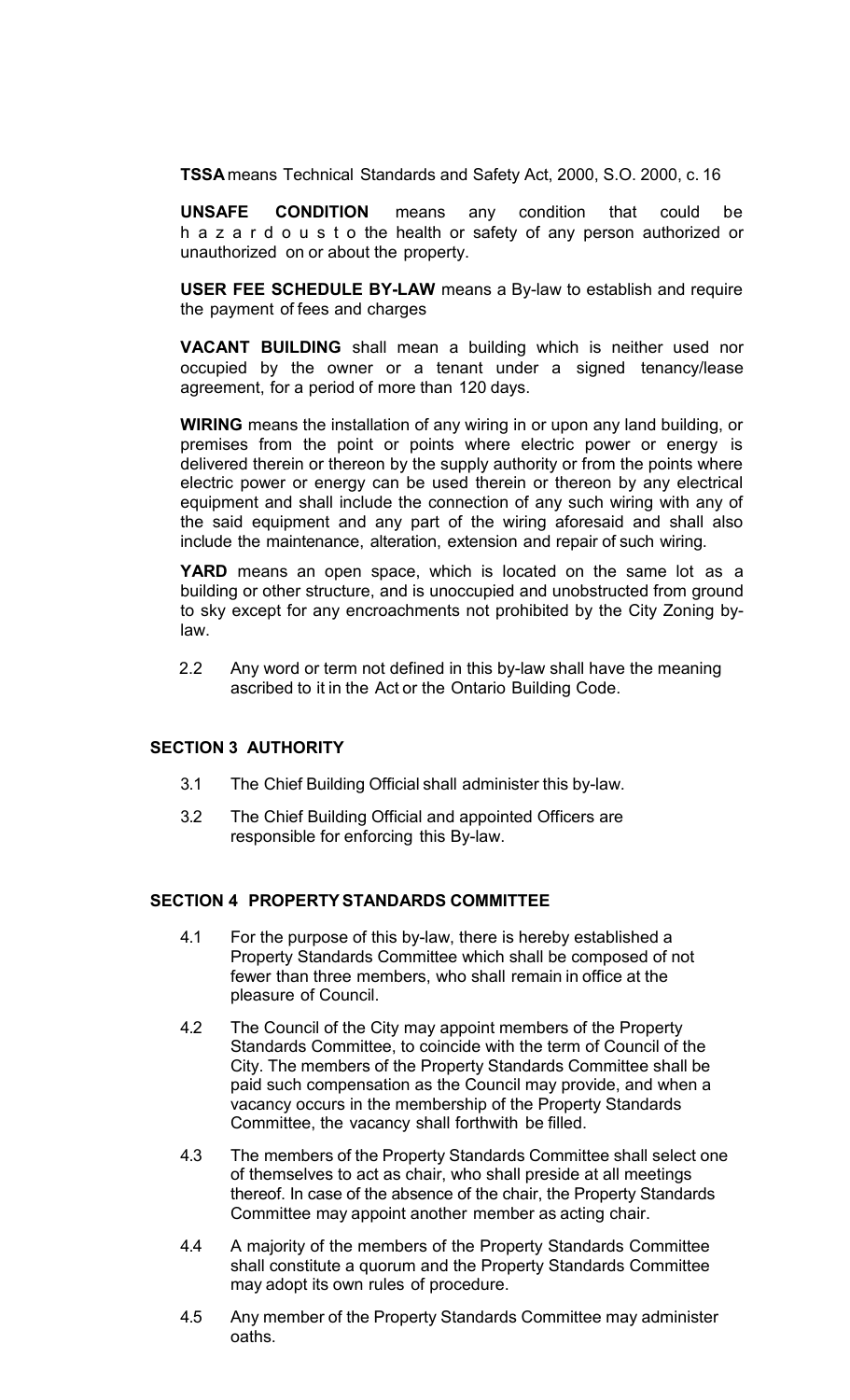**TSSA** means Technical Standards and Safety Act, 2000, S.O. 2000, c. 16

**UNSAFE CONDITION** means any condition that could be hazardous to the health or safety of any person authorized or unauthorized on or about the property.

**USER FEE SCHEDULE BY-LAW** means a By-law to establish and require the payment of fees and charges

**VACANT BUILDING** shall mean a building which is neither used nor occupied by the owner or a tenant under a signed tenancy/lease agreement, for a period of more than 120 days.

**WIRING** means the installation of any wiring in or upon any land building, or premises from the point or points where electric power or energy is delivered therein or thereon by the supply authority or from the points where electric power or energy can be used therein or thereon by any electrical equipment and shall include the connection of any such wiring with any of the said equipment and any part of the wiring aforesaid and shall also include the maintenance, alteration, extension and repair of such wiring.

**YARD** means an open space, which is located on the same lot as a building or other structure, and is unoccupied and unobstructed from ground to sky except for any encroachments not prohibited by the City Zoning by-law.

2.2 Any word or term not defined in this by-law shall have the meaning ascribed to it in the Act or the Ontario Building Code.

## SECTION 3 AUTHORITY

3.1 The Chief Building Official shall administer this by-law.

3.2 The Chief Building Official and appointed Officers are responsible for enforcing this By-law.

## SECTION 4 PROPERTY STANDARDS COMMITTEE

4.1 For the purpose of this by-law, there is hereby established a Property Standards Committee which shall be composed of not fewer than three members, who shall remain in office at the pleasure of Council.

4.2 The Council of the City may appoint members of the Property Standards Committee, to coincide with the term of Council of the City. The members of the Property Standards Committee shall be paid such compensation as the Council may provide, and when a vacancy occurs in the membership of the Property Standards Committee, the vacancy shall forthwith be filled.

4.3 The members of the Property Standards Committee shall select one of themselves to act as chair, who shall preside at all meetings thereof. In case of the absence of the chair, the Property Standards Committee may appoint another member as acting chair.

4.4 A majority of the members of the Property Standards Committee shall constitute a quorum and the Property Standards Committee may adopt its own rules of procedure.

4.5 Any member of the Property Standards Committee may administer oaths.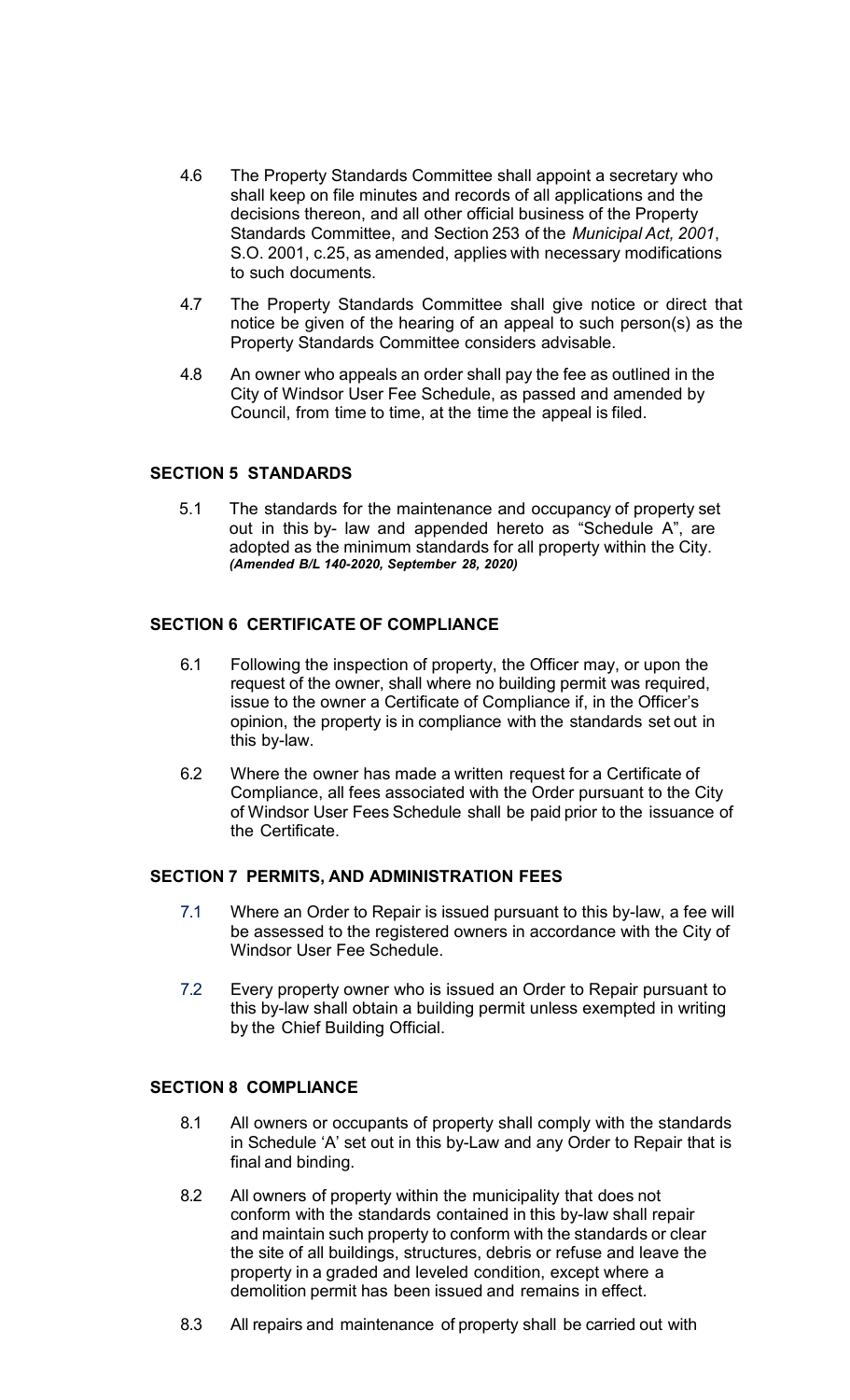4.6 The Property Standards Committee shall appoint a secretary who shall keep on file minutes and records of all applications and the decisions thereon, and all other official business of the Property Standards Committee, and Section 253 of the *Municipal Act, 2001*, S.O. 2001, c.25, as amended, applies with necessary modifications to such documents.

4.7 The Property Standards Committee shall give notice or direct that notice be given of the hearing of an appeal to such person(s) as the Property Standards Committee considers advisable.

4.8 An owner who appeals an order shall pay the fee as outlined in the City of Windsor User Fee Schedule, as passed and amended by Council, from time to time, at the time the appeal is filed.

## SECTION 5 STANDARDS

5.1 The standards for the maintenance and occupancy of property set out in this by- law and appended hereto as "Schedule A", are adopted as the minimum standards for all property within the City. ***(Amended B/L 140-2020, September 28, 2020)***

## SECTION 6 CERTIFICATE OF COMPLIANCE

6.1 Following the inspection of property, the Officer may, or upon the request of the owner, shall where no building permit was required, issue to the owner a Certificate of Compliance if, in the Officer's opinion, the property is in compliance with the standards set out in this by-law.

6.2 Where the owner has made a written request for a Certificate of Compliance, all fees associated with the Order pursuant to the City of Windsor User Fees Schedule shall be paid prior to the issuance of the Certificate.

## SECTION 7 PERMITS, AND ADMINISTRATION FEES

7.1 Where an Order to Repair is issued pursuant to this by-law, a fee will be assessed to the registered owners in accordance with the City of Windsor User Fee Schedule.

7.2 Every property owner who is issued an Order to Repair pursuant to this by-law shall obtain a building permit unless exempted in writing by the Chief Building Official.

## SECTION 8 COMPLIANCE

8.1 All owners or occupants of property shall comply with the standards in Schedule 'A' set out in this by-Law and any Order to Repair that is final and binding.

8.2 All owners of property within the municipality that does not conform with the standards contained in this by-law shall repair and maintain such property to conform with the standards or clear the site of all buildings, structures, debris or refuse and leave the property in a graded and leveled condition, except where a demolition permit has been issued and remains in effect.

8.3 All repairs and maintenance of property shall be carried out with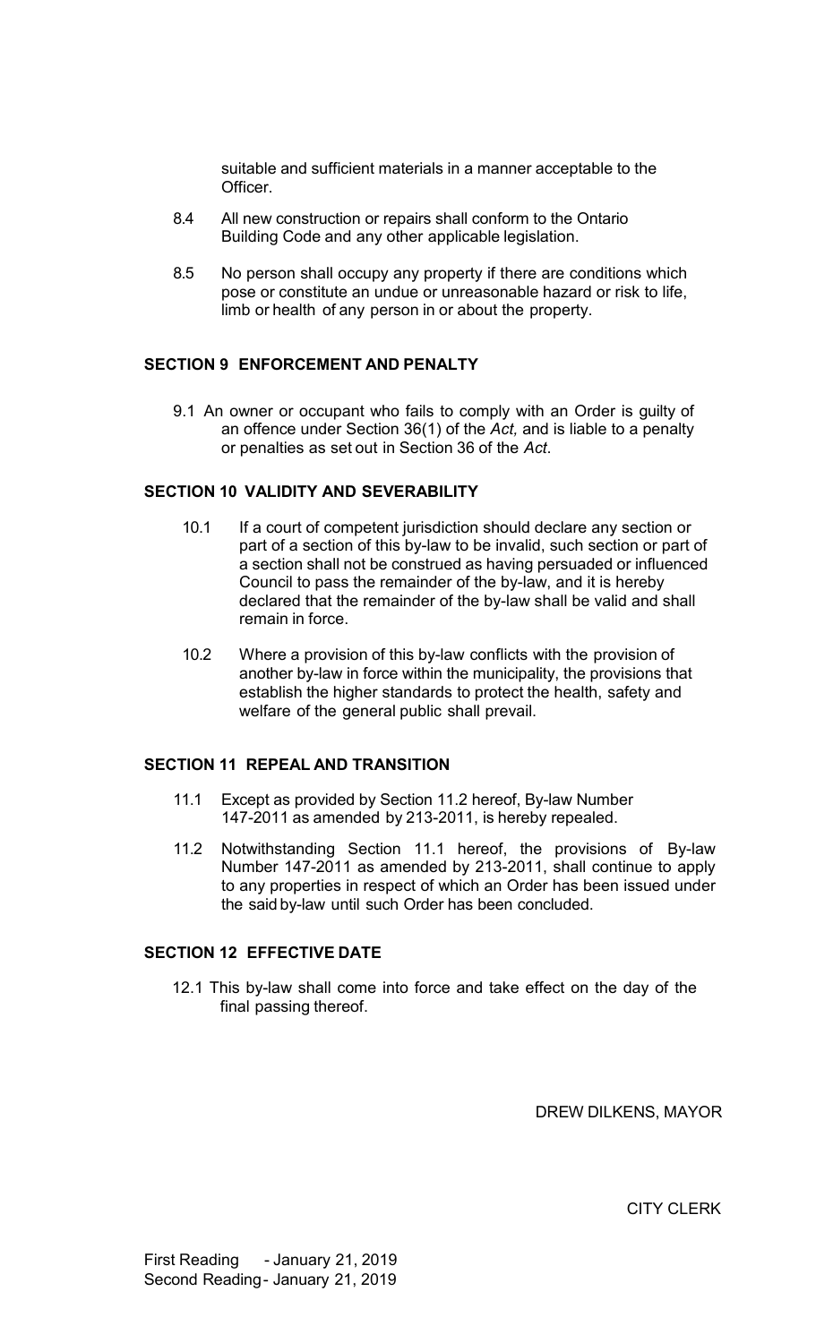suitable and sufficient materials in a manner acceptable to the Officer.

8.4 All new construction or repairs shall conform to the Ontario Building Code and any other applicable legislation.

8.5 No person shall occupy any property if there are conditions which pose or constitute an undue or unreasonable hazard or risk to life, limb or health of any person in or about the property.

## SECTION 9 ENFORCEMENT AND PENALTY

9.1 An owner or occupant who fails to comply with an Order is guilty of an offence under Section 36(1) of the *Act,* and is liable to a penalty or penalties as set out in Section 36 of the *Act*.

## SECTION 10 VALIDITY AND SEVERABILITY

10.1 If a court of competent jurisdiction should declare any section or part of a section of this by-law to be invalid, such section or part of a section shall not be construed as having persuaded or influenced Council to pass the remainder of the by-law, and it is hereby declared that the remainder of the by-law shall be valid and shall remain in force.

10.2 Where a provision of this by-law conflicts with the provision of another by-law in force within the municipality, the provisions that establish the higher standards to protect the health, safety and welfare of the general public shall prevail.

## SECTION 11 REPEAL AND TRANSITION

11.1 Except as provided by Section 11.2 hereof, By-law Number 147-2011 as amended by 213-2011, is hereby repealed.

11.2 Notwithstanding Section 11.1 hereof, the provisions of By-law Number 147-2011 as amended by 213-2011, shall continue to apply to any properties in respect of which an Order has been issued under the said by-law until such Order has been concluded.

## SECTION 12 EFFECTIVE DATE

12.1 This by-law shall come into force and take effect on the day of the final passing thereof.

DREW DILKENS, MAYOR

CITY CLERK

First Reading - January 21, 2019
Second Reading - January 21, 2019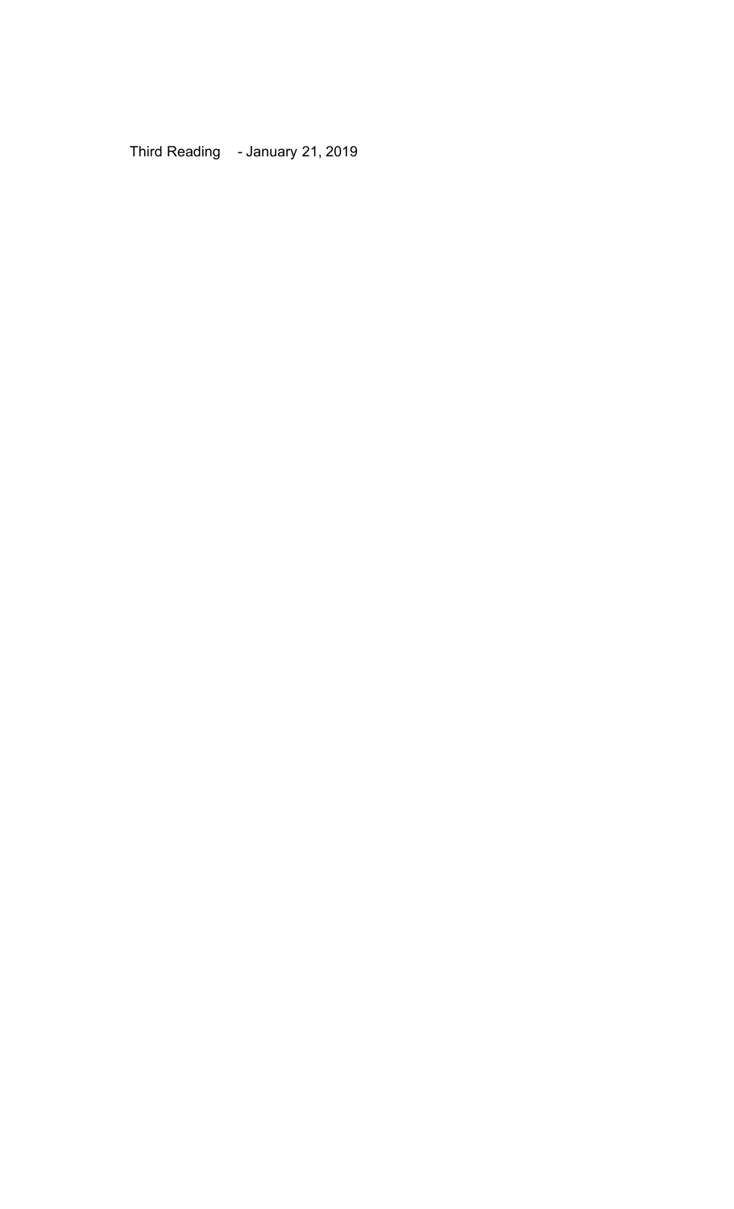Third Reading - January 21, 2019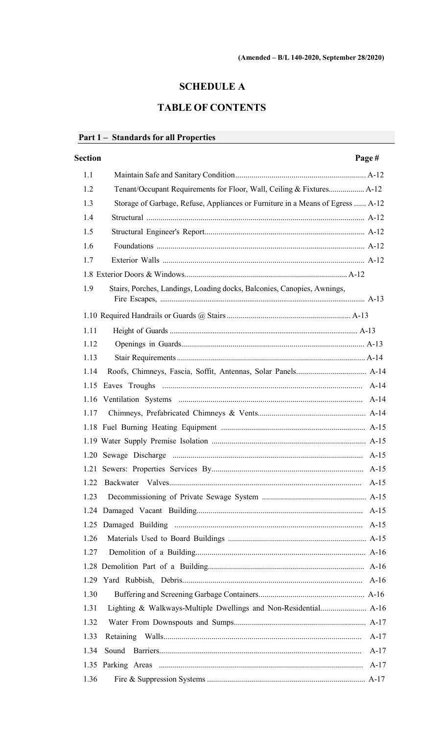(Amended – B/L 140-2020, September 28/2020)

# SCHEDULE A

## TABLE OF CONTENTS

### Part 1 – Standards for all Properties

| Section | | Page # |
|---|---|---|
| 1.1 | Maintain Safe and Sanitary Condition | A-12 |
| 1.2 | Tenant/Occupant Requirements for Floor, Wall, Ceiling & Fixtures | A-12 |
| 1.3 | Storage of Garbage, Refuse, Appliances or Furniture in a Means of Egress | A-12 |
| 1.4 | Structural | A-12 |
| 1.5 | Structural Engineer's Report | A-12 |
| 1.6 | Foundations | A-12 |
| 1.7 | Exterior Walls | A-12 |
| 1.8 | Exterior Doors & Windows | A-12 |
| 1.9 | Stairs, Porches, Landings, Loading docks, Balconies, Canopies, Awnings, Fire Escapes, | A-13 |
| 1.10 | Required Handrails or Guards @ Stairs | A-13 |
| 1.11 | Height of Guards | A-13 |
| 1.12 | Openings in Guards | A-13 |
| 1.13 | Stair Requirements | A-14 |
| 1.14 | Roofs, Chimneys, Fascia, Soffit, Antennas, Solar Panels | A-14 |
| 1.15 | Eaves Troughs | A-14 |
| 1.16 | Ventilation Systems | A-14 |
| 1.17 | Chimneys, Prefabricated Chimneys & Vents | A-14 |
| 1.18 | Fuel Burning Heating Equipment | A-15 |
| 1.19 | Water Supply Premise Isolation | A-15 |
| 1.20 | Sewage Discharge | A-15 |
| 1.21 | Sewers: Properties Services By | A-15 |
| 1.22 | Backwater Valves | A-15 |
| 1.23 | Decommissioning of Private Sewage System | A-15 |
| 1.24 | Damaged Vacant Building | A-15 |
| 1.25 | Damaged Building | A-15 |
| 1.26 | Materials Used to Board Buildings | A-15 |
| 1.27 | Demolition of a Building | A-16 |
| 1.28 | Demolition Part of a Building | A-16 |
| 1.29 | Yard Rubbish, Debris | A-16 |
| 1.30 | Buffering and Screening Garbage Containers | A-16 |
| 1.31 | Lighting & Walkways-Multiple Dwellings and Non-Residential | A-16 |
| 1.32 | Water From Downspouts and Sumps | A-17 |
| 1.33 | Retaining Walls | A-17 |
| 1.34 | Sound Barriers | A-17 |
| 1.35 | Parking Areas | A-17 |
| 1.36 | Fire & Suppression Systems | A-17 |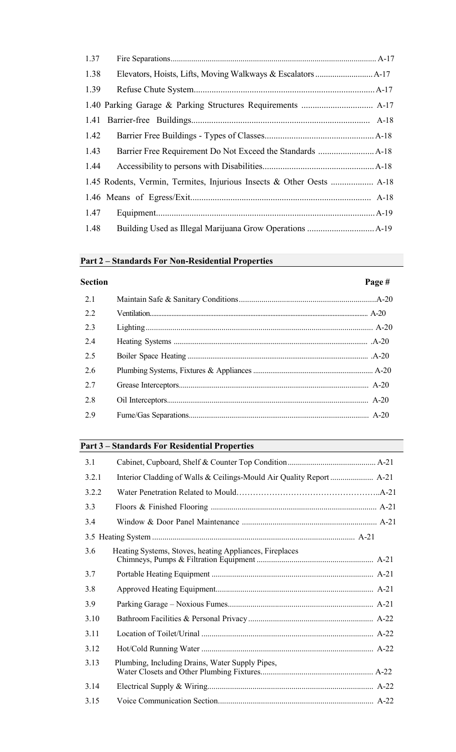| | | |
|---|---|---|
| 1.37 | Fire Separations | A-17 |
| 1.38 | Elevators, Hoists, Lifts, Moving Walkways & Escalators | A-17 |
| 1.39 | Refuse Chute System | A-17 |
| 1.40 | Parking Garage & Parking Structures Requirements | A-17 |
| 1.41 | Barrier-free Buildings | A-18 |
| 1.42 | Barrier Free Buildings - Types of Classes | A-18 |
| 1.43 | Barrier Free Requirement Do Not Exceed the Standards | A-18 |
| 1.44 | Accessibility to persons with Disabilities | A-18 |
| 1.45 | Rodents, Vermin, Termites, Injurious Insects & Other Oests | A-18 |
| 1.46 | Means of Egress/Exit | A-18 |
| 1.47 | Equipment | A-19 |
| 1.48 | Building Used as Illegal Marijuana Grow Operations | A-19 |

## Part 2 – Standards For Non-Residential Properties

| Section | | Page # |
|---|---|---|
| 2.1 | Maintain Safe & Sanitary Conditions | A-20 |
| 2.2 | Ventilation | A-20 |
| 2.3 | Lighting | A-20 |
| 2.4 | Heating Systems | A-20 |
| 2.5 | Boiler Space Heating | A-20 |
| 2.6 | Plumbing Systems, Fixtures & Appliances | A-20 |
| 2.7 | Grease Interceptors | A-20 |
| 2.8 | Oil Interceptors | A-20 |
| 2.9 | Fume/Gas Separations | A-20 |

## Part 3 – Standards For Residential Properties

| | | |
|---|---|---|
| 3.1 | Cabinet, Cupboard, Shelf & Counter Top Condition | A-21 |
| 3.2.1 | Interior Cladding of Walls & Ceilings-Mould Air Quality Report | A-21 |
| 3.2.2 | Water Penetration Related to Mould | A-21 |
| 3.3 | Floors & Finished Flooring | A-21 |
| 3.4 | Window & Door Panel Maintenance | A-21 |
| 3.5 | Heating System | A-21 |
| 3.6 | Heating Systems, Stoves, heating Appliances, Fireplaces Chimneys, Pumps & Filtration Equipment | A-21 |
| 3.7 | Portable Heating Equipment | A-21 |
| 3.8 | Approved Heating Equipment | A-21 |
| 3.9 | Parking Garage – Noxious Fumes | A-21 |
| 3.10 | Bathroom Facilities & Personal Privacy | A-22 |
| 3.11 | Location of Toilet/Urinal | A-22 |
| 3.12 | Hot/Cold Running Water | A-22 |
| 3.13 | Plumbing, Including Drains, Water Supply Pipes, Water Closets and Other Plumbing Fixtures | A-22 |
| 3.14 | Electrical Supply & Wiring | A-22 |
| 3.15 | Voice Communication Section | A-22 |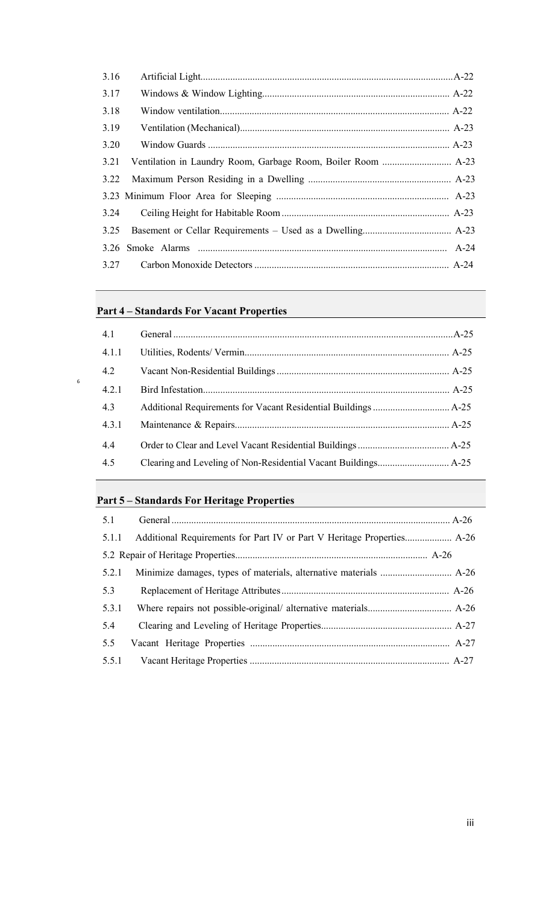| | | |
|---|---|---|
| 3.16 | Artificial Light | A-22 |
| 3.17 | Windows & Window Lighting | A-22 |
| 3.18 | Window ventilation | A-22 |
| 3.19 | Ventilation (Mechanical) | A-23 |
| 3.20 | Window Guards | A-23 |
| 3.21 | Ventilation in Laundry Room, Garbage Room, Boiler Room | A-23 |
| 3.22 | Maximum Person Residing in a Dwelling | A-23 |
| 3.23 | Minimum Floor Area for Sleeping | A-23 |
| 3.24 | Ceiling Height for Habitable Room | A-23 |
| 3.25 | Basement or Cellar Requirements – Used as a Dwelling | A-23 |
| 3.26 | Smoke Alarms | A-24 |
| 3.27 | Carbon Monoxide Detectors | A-24 |

## Part 4 – Standards For Vacant Properties

| | | |
|---|---|---|
| 4.1 | General | A-25 |
| 4.1.1 | Utilities, Rodents/ Vermin | A-25 |
| 4.2 | Vacant Non-Residential Buildings | A-25 |
| 4.2.1 | Bird Infestation | A-25 |
| 4.3 | Additional Requirements for Vacant Residential Buildings | A-25 |
| 4.3.1 | Maintenance & Repairs | A-25 |
| 4.4 | Order to Clear and Level Vacant Residential Buildings | A-25 |
| 4.5 | Clearing and Leveling of Non-Residential Vacant Buildings | A-25 |

## Part 5 – Standards For Heritage Properties

| | | |
|---|---|---|
| 5.1 | General | A-26 |
| 5.1.1 | Additional Requirements for Part IV or Part V Heritage Properties | A-26 |
| 5.2 | Repair of Heritage Properties | A-26 |
| 5.2.1 | Minimize damages, types of materials, alternative materials | A-26 |
| 5.3 | Replacement of Heritage Attributes | A-26 |
| 5.3.1 | Where repairs not possible-original/ alternative materials | A-26 |
| 5.4 | Clearing and Leveling of Heritage Properties | A-27 |
| 5.5 | Vacant Heritage Properties | A-27 |
| 5.5.1 | Vacant Heritage Properties | A-27 |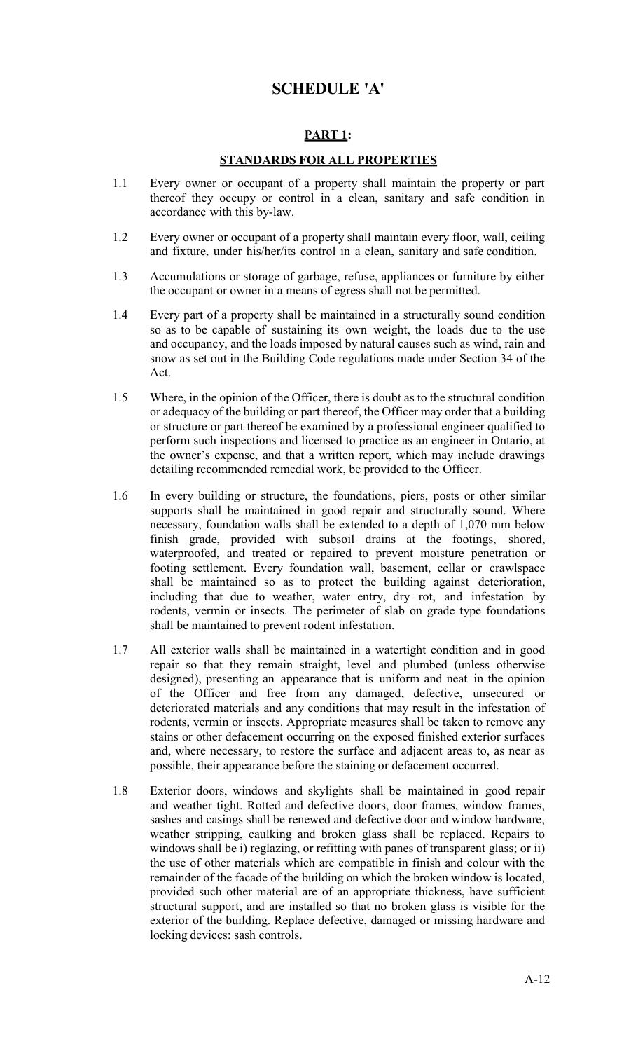# SCHEDULE 'A'

## PART 1:

### STANDARDS FOR ALL PROPERTIES

1.1 Every owner or occupant of a property shall maintain the property or part thereof they occupy or control in a clean, sanitary and safe condition in accordance with this by-law.

1.2 Every owner or occupant of a property shall maintain every floor, wall, ceiling and fixture, under his/her/its control in a clean, sanitary and safe condition.

1.3 Accumulations or storage of garbage, refuse, appliances or furniture by either the occupant or owner in a means of egress shall not be permitted.

1.4 Every part of a property shall be maintained in a structurally sound condition so as to be capable of sustaining its own weight, the loads due to the use and occupancy, and the loads imposed by natural causes such as wind, rain and snow as set out in the Building Code regulations made under Section 34 of the Act.

1.5 Where, in the opinion of the Officer, there is doubt as to the structural condition or adequacy of the building or part thereof, the Officer may order that a building or structure or part thereof be examined by a professional engineer qualified to perform such inspections and licensed to practice as an engineer in Ontario, at the owner's expense, and that a written report, which may include drawings detailing recommended remedial work, be provided to the Officer.

1.6 In every building or structure, the foundations, piers, posts or other similar supports shall be maintained in good repair and structurally sound. Where necessary, foundation walls shall be extended to a depth of 1,070 mm below finish grade, provided with subsoil drains at the footings, shored, waterproofed, and treated or repaired to prevent moisture penetration or footing settlement. Every foundation wall, basement, cellar or crawlspace shall be maintained so as to protect the building against deterioration, including that due to weather, water entry, dry rot, and infestation by rodents, vermin or insects. The perimeter of slab on grade type foundations shall be maintained to prevent rodent infestation.

1.7 All exterior walls shall be maintained in a watertight condition and in good repair so that they remain straight, level and plumbed (unless otherwise designed), presenting an appearance that is uniform and neat in the opinion of the Officer and free from any damaged, defective, unsecured or deteriorated materials and any conditions that may result in the infestation of rodents, vermin or insects. Appropriate measures shall be taken to remove any stains or other defacement occurring on the exposed finished exterior surfaces and, where necessary, to restore the surface and adjacent areas to, as near as possible, their appearance before the staining or defacement occurred.

1.8 Exterior doors, windows and skylights shall be maintained in good repair and weather tight. Rotted and defective doors, door frames, window frames, sashes and casings shall be renewed and defective door and window hardware, weather stripping, caulking and broken glass shall be replaced. Repairs to windows shall be i) reglazing, or refitting with panes of transparent glass; or ii) the use of other materials which are compatible in finish and colour with the remainder of the facade of the building on which the broken window is located, provided such other material are of an appropriate thickness, have sufficient structural support, and are installed so that no broken glass is visible for the exterior of the building. Replace defective, damaged or missing hardware and locking devices: sash controls.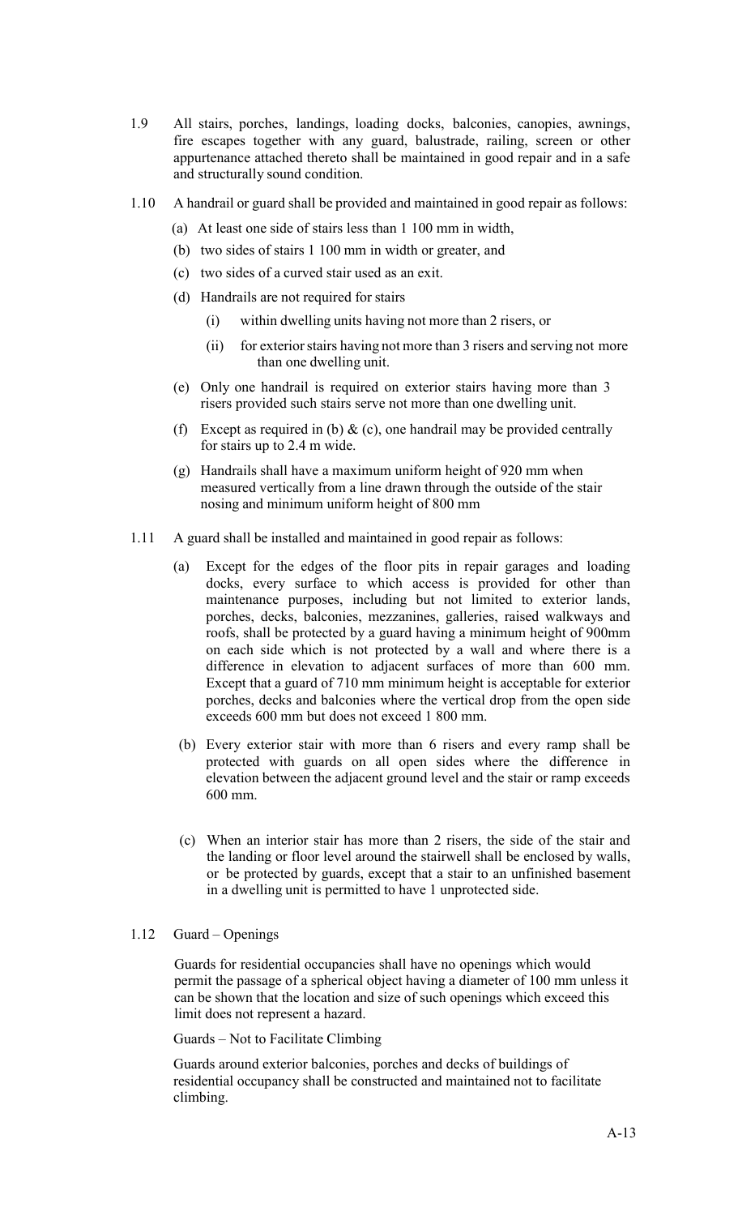1.9 All stairs, porches, landings, loading docks, balconies, canopies, awnings, fire escapes together with any guard, balustrade, railing, screen or other appurtenance attached thereto shall be maintained in good repair and in a safe and structurally sound condition.

1.10 A handrail or guard shall be provided and maintained in good repair as follows:

(a) At least one side of stairs less than 1 100 mm in width,

(b) two sides of stairs 1 100 mm in width or greater, and

(c) two sides of a curved stair used as an exit.

(d) Handrails are not required for stairs

  (i) within dwelling units having not more than 2 risers, or

  (ii) for exterior stairs having not more than 3 risers and serving not more than one dwelling unit.

(e) Only one handrail is required on exterior stairs having more than 3 risers provided such stairs serve not more than one dwelling unit.

(f) Except as required in (b) & (c), one handrail may be provided centrally for stairs up to 2.4 m wide.

(g) Handrails shall have a maximum uniform height of 920 mm when measured vertically from a line drawn through the outside of the stair nosing and minimum uniform height of 800 mm

1.11 A guard shall be installed and maintained in good repair as follows:

(a) Except for the edges of the floor pits in repair garages and loading docks, every surface to which access is provided for other than maintenance purposes, including but not limited to exterior lands, porches, decks, balconies, mezzanines, galleries, raised walkways and roofs, shall be protected by a guard having a minimum height of 900mm on each side which is not protected by a wall and where there is a difference in elevation to adjacent surfaces of more than 600 mm. Except that a guard of 710 mm minimum height is acceptable for exterior porches, decks and balconies where the vertical drop from the open side exceeds 600 mm but does not exceed 1 800 mm.

(b) Every exterior stair with more than 6 risers and every ramp shall be protected with guards on all open sides where the difference in elevation between the adjacent ground level and the stair or ramp exceeds 600 mm.

(c) When an interior stair has more than 2 risers, the side of the stair and the landing or floor level around the stairwell shall be enclosed by walls, or be protected by guards, except that a stair to an unfinished basement in a dwelling unit is permitted to have 1 unprotected side.

1.12 Guard – Openings

Guards for residential occupancies shall have no openings which would permit the passage of a spherical object having a diameter of 100 mm unless it can be shown that the location and size of such openings which exceed this limit does not represent a hazard.

Guards – Not to Facilitate Climbing

Guards around exterior balconies, porches and decks of buildings of residential occupancy shall be constructed and maintained not to facilitate climbing.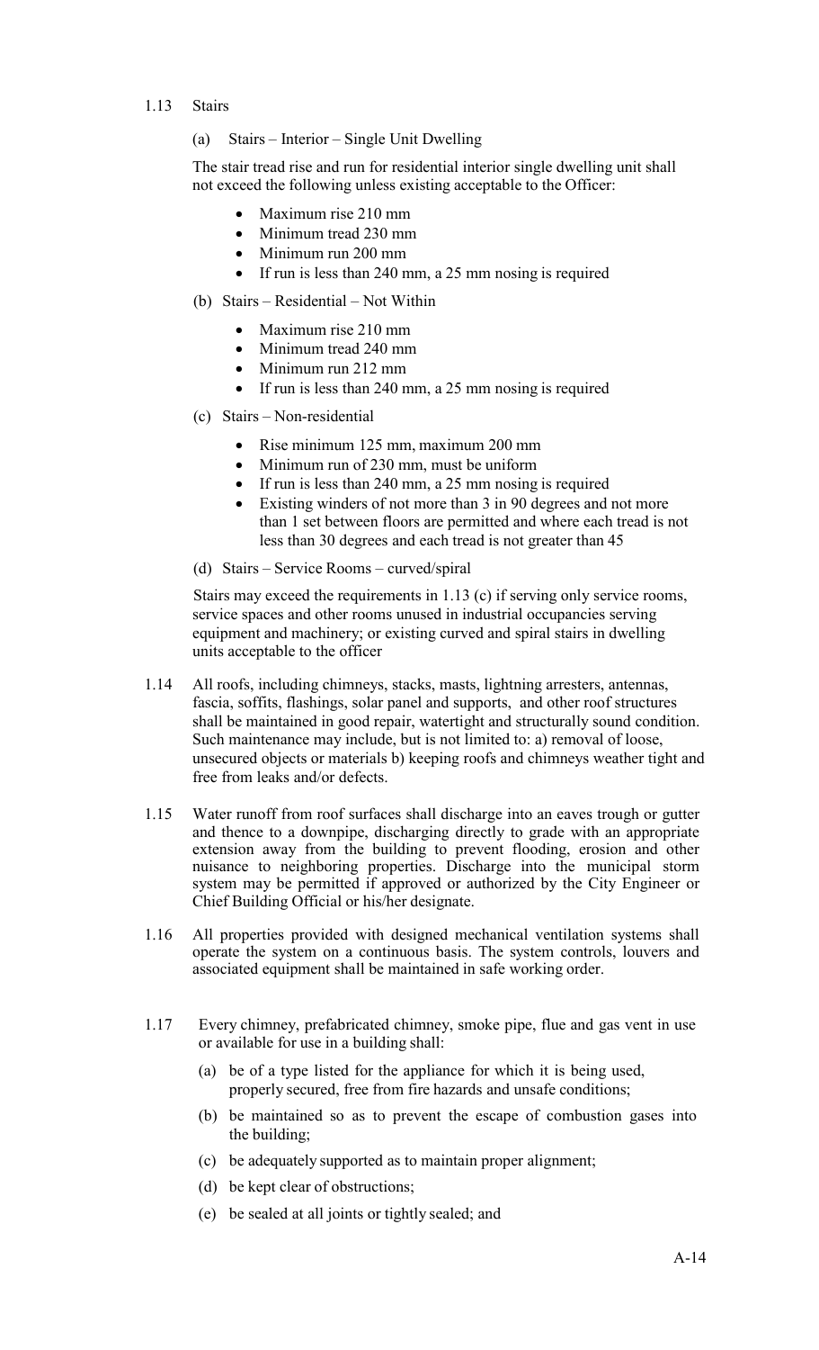1.13 Stairs

(a) Stairs – Interior – Single Unit Dwelling

The stair tread rise and run for residential interior single dwelling unit shall not exceed the following unless existing acceptable to the Officer:

- Maximum rise 210 mm
- Minimum tread 230 mm
- Minimum run 200 mm
- If run is less than 240 mm, a 25 mm nosing is required

(b) Stairs – Residential – Not Within

- Maximum rise 210 mm
- Minimum tread 240 mm
- Minimum run 212 mm
- If run is less than 240 mm, a 25 mm nosing is required

(c) Stairs – Non-residential

- Rise minimum 125 mm, maximum 200 mm
- Minimum run of 230 mm, must be uniform
- If run is less than 240 mm, a 25 mm nosing is required
- Existing winders of not more than 3 in 90 degrees and not more than 1 set between floors are permitted and where each tread is not less than 30 degrees and each tread is not greater than 45

(d) Stairs – Service Rooms – curved/spiral

Stairs may exceed the requirements in 1.13 (c) if serving only service rooms, service spaces and other rooms unused in industrial occupancies serving equipment and machinery; or existing curved and spiral stairs in dwelling units acceptable to the officer

1.14 All roofs, including chimneys, stacks, masts, lightning arresters, antennas, fascia, soffits, flashings, solar panel and supports, and other roof structures shall be maintained in good repair, watertight and structurally sound condition. Such maintenance may include, but is not limited to: a) removal of loose, unsecured objects or materials b) keeping roofs and chimneys weather tight and free from leaks and/or defects.

1.15 Water runoff from roof surfaces shall discharge into an eaves trough or gutter and thence to a downpipe, discharging directly to grade with an appropriate extension away from the building to prevent flooding, erosion and other nuisance to neighboring properties. Discharge into the municipal storm system may be permitted if approved or authorized by the City Engineer or Chief Building Official or his/her designate.

1.16 All properties provided with designed mechanical ventilation systems shall operate the system on a continuous basis. The system controls, louvers and associated equipment shall be maintained in safe working order.

1.17 Every chimney, prefabricated chimney, smoke pipe, flue and gas vent in use or available for use in a building shall:

(a) be of a type listed for the appliance for which it is being used, properly secured, free from fire hazards and unsafe conditions;

(b) be maintained so as to prevent the escape of combustion gases into the building;

(c) be adequately supported as to maintain proper alignment;

(d) be kept clear of obstructions;

(e) be sealed at all joints or tightly sealed; and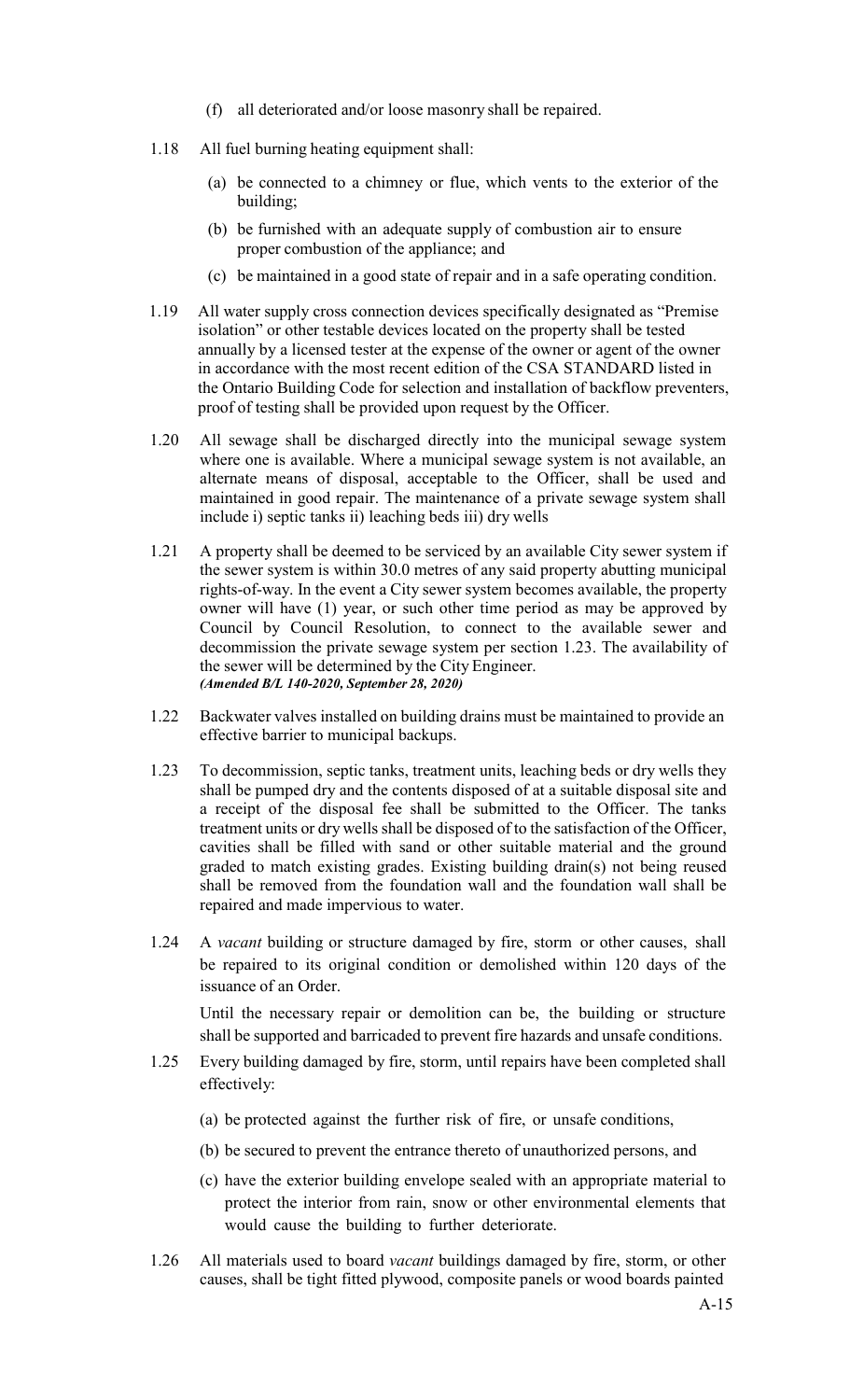(f) all deteriorated and/or loose masonry shall be repaired.

1.18 All fuel burning heating equipment shall:

(a) be connected to a chimney or flue, which vents to the exterior of the building;

(b) be furnished with an adequate supply of combustion air to ensure proper combustion of the appliance; and

(c) be maintained in a good state of repair and in a safe operating condition.

1.19 All water supply cross connection devices specifically designated as "Premise isolation" or other testable devices located on the property shall be tested annually by a licensed tester at the expense of the owner or agent of the owner in accordance with the most recent edition of the CSA STANDARD listed in the Ontario Building Code for selection and installation of backflow preventers, proof of testing shall be provided upon request by the Officer.

1.20 All sewage shall be discharged directly into the municipal sewage system where one is available. Where a municipal sewage system is not available, an alternate means of disposal, acceptable to the Officer, shall be used and maintained in good repair. The maintenance of a private sewage system shall include i) septic tanks ii) leaching beds iii) dry wells

1.21 A property shall be deemed to be serviced by an available City sewer system if the sewer system is within 30.0 metres of any said property abutting municipal rights-of-way. In the event a City sewer system becomes available, the property owner will have (1) year, or such other time period as may be approved by Council by Council Resolution, to connect to the available sewer and decommission the private sewage system per section 1.23. The availability of the sewer will be determined by the City Engineer.
***(Amended B/L 140-2020, September 28, 2020)***

1.22 Backwater valves installed on building drains must be maintained to provide an effective barrier to municipal backups.

1.23 To decommission, septic tanks, treatment units, leaching beds or dry wells they shall be pumped dry and the contents disposed of at a suitable disposal site and a receipt of the disposal fee shall be submitted to the Officer. The tanks treatment units or dry wells shall be disposed of to the satisfaction of the Officer, cavities shall be filled with sand or other suitable material and the ground graded to match existing grades. Existing building drain(s) not being reused shall be removed from the foundation wall and the foundation wall shall be repaired and made impervious to water.

1.24 A *vacant* building or structure damaged by fire, storm or other causes, shall be repaired to its original condition or demolished within 120 days of the issuance of an Order.

Until the necessary repair or demolition can be, the building or structure shall be supported and barricaded to prevent fire hazards and unsafe conditions.

1.25 Every building damaged by fire, storm, until repairs have been completed shall effectively:

(a) be protected against the further risk of fire, or unsafe conditions,

(b) be secured to prevent the entrance thereto of unauthorized persons, and

(c) have the exterior building envelope sealed with an appropriate material to protect the interior from rain, snow or other environmental elements that would cause the building to further deteriorate.

1.26 All materials used to board *vacant* buildings damaged by fire, storm, or other causes, shall be tight fitted plywood, composite panels or wood boards painted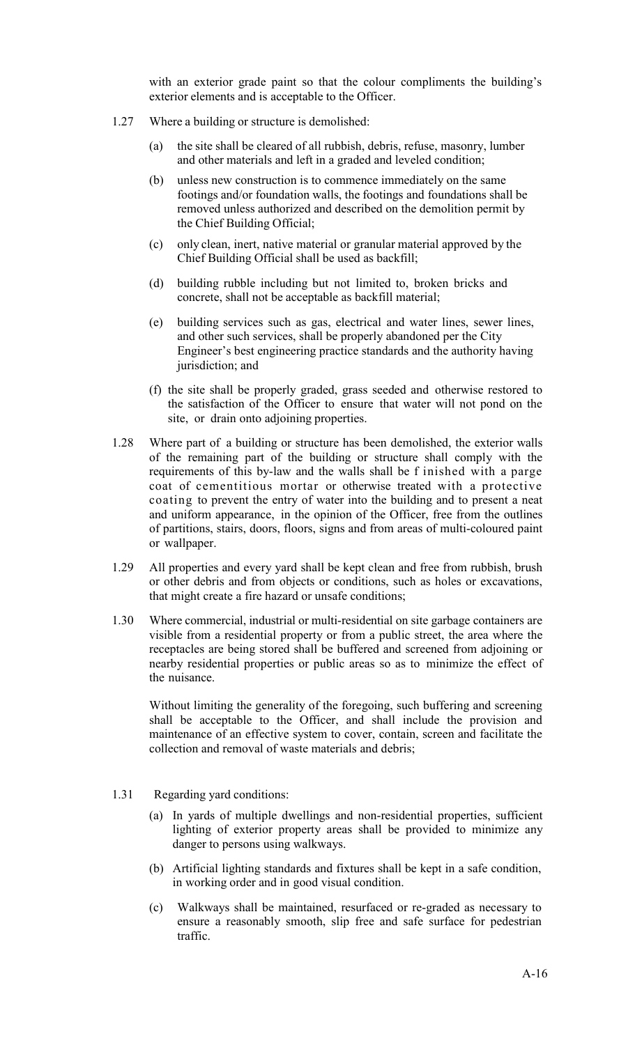with an exterior grade paint so that the colour compliments the building's exterior elements and is acceptable to the Officer.

1.27 Where a building or structure is demolished:

(a) the site shall be cleared of all rubbish, debris, refuse, masonry, lumber and other materials and left in a graded and leveled condition;

(b) unless new construction is to commence immediately on the same footings and/or foundation walls, the footings and foundations shall be removed unless authorized and described on the demolition permit by the Chief Building Official;

(c) only clean, inert, native material or granular material approved by the Chief Building Official shall be used as backfill;

(d) building rubble including but not limited to, broken bricks and concrete, shall not be acceptable as backfill material;

(e) building services such as gas, electrical and water lines, sewer lines, and other such services, shall be properly abandoned per the City Engineer's best engineering practice standards and the authority having jurisdiction; and

(f) the site shall be properly graded, grass seeded and otherwise restored to the satisfaction of the Officer to ensure that water will not pond on the site, or drain onto adjoining properties.

1.28 Where part of a building or structure has been demolished, the exterior walls of the remaining part of the building or structure shall comply with the requirements of this by-law and the walls shall be finished with a parge coat of cementitious mortar or otherwise treated with a protective coating to prevent the entry of water into the building and to present a neat and uniform appearance, in the opinion of the Officer, free from the outlines of partitions, stairs, doors, floors, signs and from areas of multi-coloured paint or wallpaper.

1.29 All properties and every yard shall be kept clean and free from rubbish, brush or other debris and from objects or conditions, such as holes or excavations, that might create a fire hazard or unsafe conditions;

1.30 Where commercial, industrial or multi-residential on site garbage containers are visible from a residential property or from a public street, the area where the receptacles are being stored shall be buffered and screened from adjoining or nearby residential properties or public areas so as to minimize the effect of the nuisance.

Without limiting the generality of the foregoing, such buffering and screening shall be acceptable to the Officer, and shall include the provision and maintenance of an effective system to cover, contain, screen and facilitate the collection and removal of waste materials and debris;

1.31 Regarding yard conditions:

(a) In yards of multiple dwellings and non-residential properties, sufficient lighting of exterior property areas shall be provided to minimize any danger to persons using walkways.

(b) Artificial lighting standards and fixtures shall be kept in a safe condition, in working order and in good visual condition.

(c) Walkways shall be maintained, resurfaced or re-graded as necessary to ensure a reasonably smooth, slip free and safe surface for pedestrian traffic.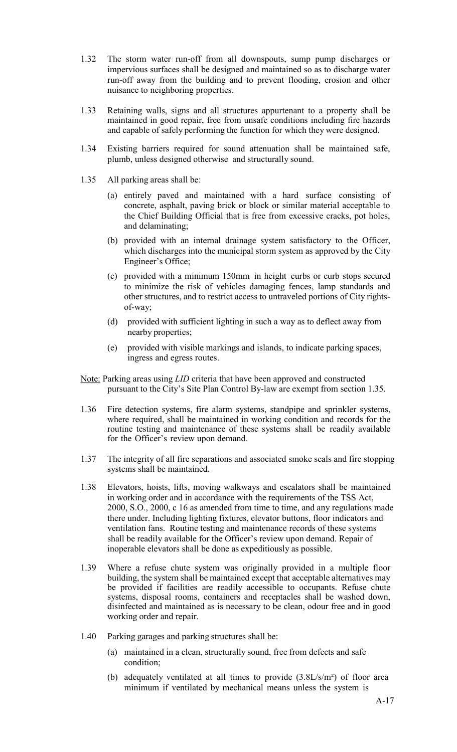1.32 The storm water run-off from all downspouts, sump pump discharges or impervious surfaces shall be designed and maintained so as to discharge water run-off away from the building and to prevent flooding, erosion and other nuisance to neighboring properties.

1.33 Retaining walls, signs and all structures appurtenant to a property shall be maintained in good repair, free from unsafe conditions including fire hazards and capable of safely performing the function for which they were designed.

1.34 Existing barriers required for sound attenuation shall be maintained safe, plumb, unless designed otherwise and structurally sound.

1.35 All parking areas shall be:

(a) entirely paved and maintained with a hard surface consisting of concrete, asphalt, paving brick or block or similar material acceptable to the Chief Building Official that is free from excessive cracks, pot holes, and delaminating;

(b) provided with an internal drainage system satisfactory to the Officer, which discharges into the municipal storm system as approved by the City Engineer's Office;

(c) provided with a minimum 150mm in height curbs or curb stops secured to minimize the risk of vehicles damaging fences, lamp standards and other structures, and to restrict access to untraveled portions of City rights-of-way;

(d) provided with sufficient lighting in such a way as to deflect away from nearby properties;

(e) provided with visible markings and islands, to indicate parking spaces, ingress and egress routes.

<u>Note:</u> Parking areas using *LID* criteria that have been approved and constructed pursuant to the City's Site Plan Control By-law are exempt from section 1.35.

1.36 Fire detection systems, fire alarm systems, standpipe and sprinkler systems, where required, shall be maintained in working condition and records for the routine testing and maintenance of these systems shall be readily available for the Officer's review upon demand.

1.37 The integrity of all fire separations and associated smoke seals and fire stopping systems shall be maintained.

1.38 Elevators, hoists, lifts, moving walkways and escalators shall be maintained in working order and in accordance with the requirements of the TSS Act, 2000, S.O., 2000, c 16 as amended from time to time, and any regulations made there under. Including lighting fixtures, elevator buttons, floor indicators and ventilation fans. Routine testing and maintenance records of these systems shall be readily available for the Officer's review upon demand. Repair of inoperable elevators shall be done as expeditiously as possible.

1.39 Where a refuse chute system was originally provided in a multiple floor building, the system shall be maintained except that acceptable alternatives may be provided if facilities are readily accessible to occupants. Refuse chute systems, disposal rooms, containers and receptacles shall be washed down, disinfected and maintained as is necessary to be clean, odour free and in good working order and repair.

1.40 Parking garages and parking structures shall be:

(a) maintained in a clean, structurally sound, free from defects and safe condition;

(b) adequately ventilated at all times to provide ($3.8L/s/m^2$) of floor area minimum if ventilated by mechanical means unless the system is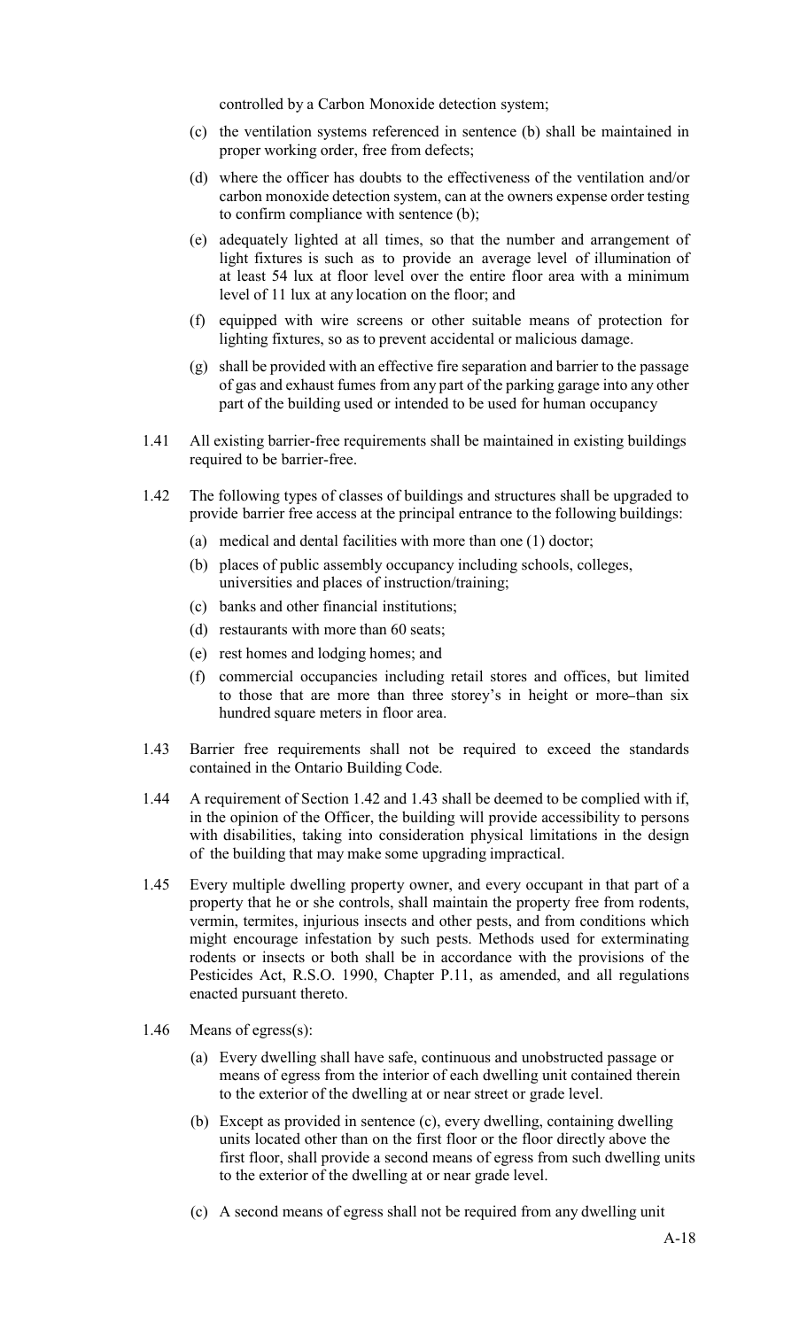controlled by a Carbon Monoxide detection system;

(c) the ventilation systems referenced in sentence (b) shall be maintained in proper working order, free from defects;

(d) where the officer has doubts to the effectiveness of the ventilation and/or carbon monoxide detection system, can at the owners expense order testing to confirm compliance with sentence (b);

(e) adequately lighted at all times, so that the number and arrangement of light fixtures is such as to provide an average level of illumination of at least 54 lux at floor level over the entire floor area with a minimum level of 11 lux at any location on the floor; and

(f) equipped with wire screens or other suitable means of protection for lighting fixtures, so as to prevent accidental or malicious damage.

(g) shall be provided with an effective fire separation and barrier to the passage of gas and exhaust fumes from any part of the parking garage into any other part of the building used or intended to be used for human occupancy

1.41 All existing barrier-free requirements shall be maintained in existing buildings required to be barrier-free.

1.42 The following types of classes of buildings and structures shall be upgraded to provide barrier free access at the principal entrance to the following buildings:

(a) medical and dental facilities with more than one (1) doctor;

(b) places of public assembly occupancy including schools, colleges, universities and places of instruction/training;

(c) banks and other financial institutions;

(d) restaurants with more than 60 seats;

(e) rest homes and lodging homes; and

(f) commercial occupancies including retail stores and offices, but limited to those that are more than three storey's in height or more than six hundred square meters in floor area.

1.43 Barrier free requirements shall not be required to exceed the standards contained in the Ontario Building Code.

1.44 A requirement of Section 1.42 and 1.43 shall be deemed to be complied with if, in the opinion of the Officer, the building will provide accessibility to persons with disabilities, taking into consideration physical limitations in the design of the building that may make some upgrading impractical.

1.45 Every multiple dwelling property owner, and every occupant in that part of a property that he or she controls, shall maintain the property free from rodents, vermin, termites, injurious insects and other pests, and from conditions which might encourage infestation by such pests. Methods used for exterminating rodents or insects or both shall be in accordance with the provisions of the Pesticides Act, R.S.O. 1990, Chapter P.11, as amended, and all regulations enacted pursuant thereto.

1.46 Means of egress(s):

(a) Every dwelling shall have safe, continuous and unobstructed passage or means of egress from the interior of each dwelling unit contained therein to the exterior of the dwelling at or near street or grade level.

(b) Except as provided in sentence (c), every dwelling, containing dwelling units located other than on the first floor or the floor directly above the first floor, shall provide a second means of egress from such dwelling units to the exterior of the dwelling at or near grade level.

(c) A second means of egress shall not be required from any dwelling unit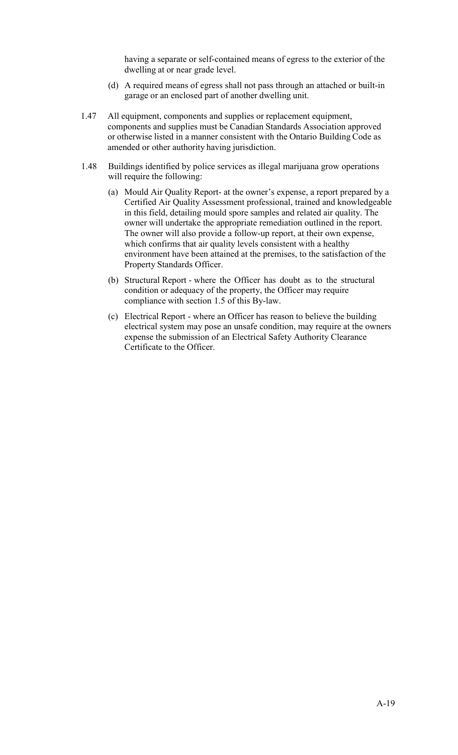having a separate or self-contained means of egress to the exterior of the dwelling at or near grade level.

(d) A required means of egress shall not pass through an attached or built-in garage or an enclosed part of another dwelling unit.

1.47 All equipment, components and supplies or replacement equipment, components and supplies must be Canadian Standards Association approved or otherwise listed in a manner consistent with the Ontario Building Code as amended or other authority having jurisdiction.

1.48 Buildings identified by police services as illegal marijuana grow operations will require the following:

(a) Mould Air Quality Report- at the owner's expense, a report prepared by a Certified Air Quality Assessment professional, trained and knowledgeable in this field, detailing mould spore samples and related air quality. The owner will undertake the appropriate remediation outlined in the report. The owner will also provide a follow-up report, at their own expense, which confirms that air quality levels consistent with a healthy environment have been attained at the premises, to the satisfaction of the Property Standards Officer.

(b) Structural Report - where the Officer has doubt as to the structural condition or adequacy of the property, the Officer may require compliance with section 1.5 of this By-law.

(c) Electrical Report - where an Officer has reason to believe the building electrical system may pose an unsafe condition, may require at the owners expense the submission of an Electrical Safety Authority Clearance Certificate to the Officer.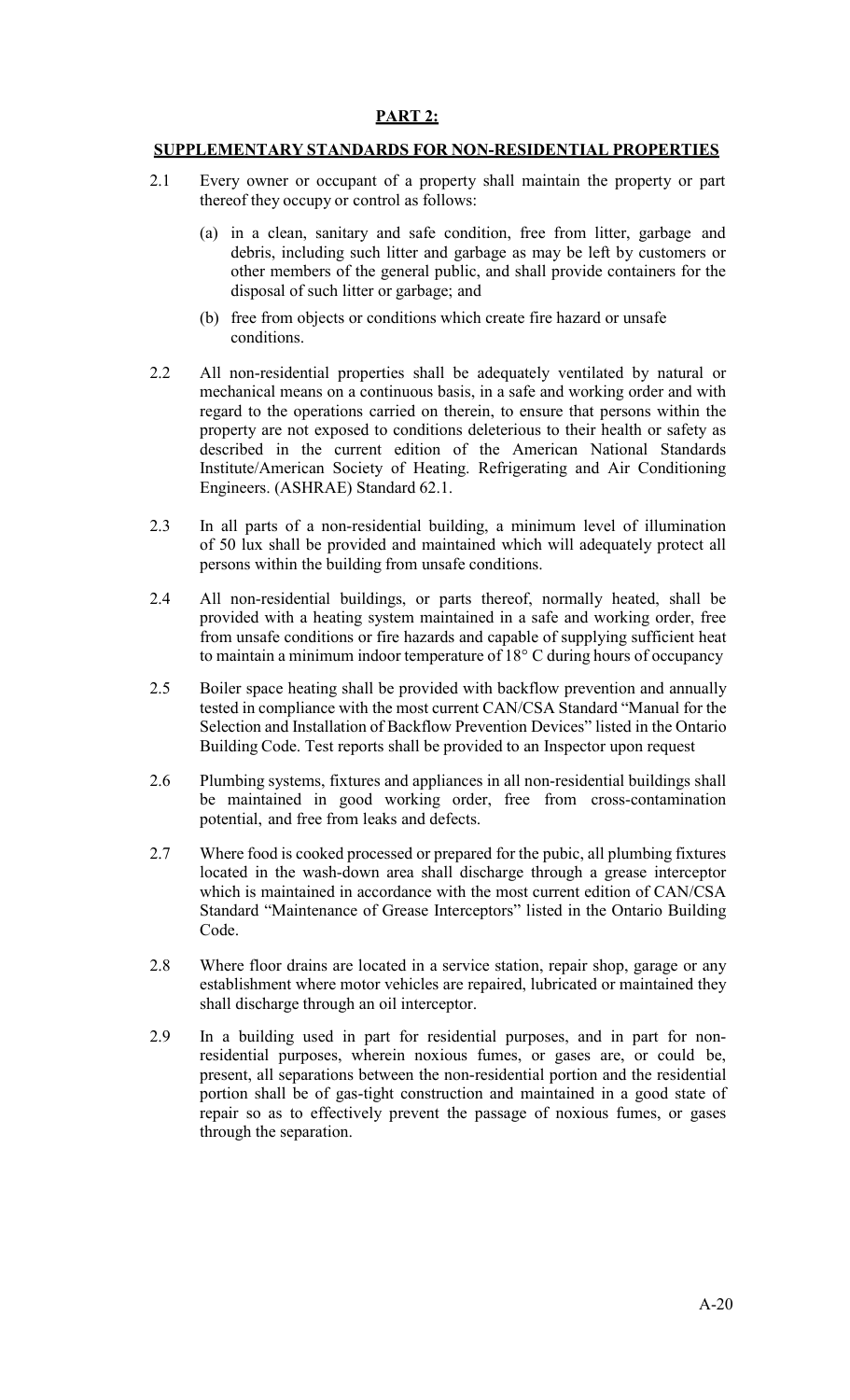**PART 2:**

**SUPPLEMENTARY STANDARDS FOR NON-RESIDENTIAL PROPERTIES**

2.1 Every owner or occupant of a property shall maintain the property or part thereof they occupy or control as follows:

(a) in a clean, sanitary and safe condition, free from litter, garbage and debris, including such litter and garbage as may be left by customers or other members of the general public, and shall provide containers for the disposal of such litter or garbage; and

(b) free from objects or conditions which create fire hazard or unsafe conditions.

2.2 All non-residential properties shall be adequately ventilated by natural or mechanical means on a continuous basis, in a safe and working order and with regard to the operations carried on therein, to ensure that persons within the property are not exposed to conditions deleterious to their health or safety as described in the current edition of the American National Standards Institute/American Society of Heating. Refrigerating and Air Conditioning Engineers. (ASHRAE) Standard 62.1.

2.3 In all parts of a non-residential building, a minimum level of illumination of 50 lux shall be provided and maintained which will adequately protect all persons within the building from unsafe conditions.

2.4 All non-residential buildings, or parts thereof, normally heated, shall be provided with a heating system maintained in a safe and working order, free from unsafe conditions or fire hazards and capable of supplying sufficient heat to maintain a minimum indoor temperature of 18° C during hours of occupancy

2.5 Boiler space heating shall be provided with backflow prevention and annually tested in compliance with the most current CAN/CSA Standard "Manual for the Selection and Installation of Backflow Prevention Devices" listed in the Ontario Building Code. Test reports shall be provided to an Inspector upon request

2.6 Plumbing systems, fixtures and appliances in all non-residential buildings shall be maintained in good working order, free from cross-contamination potential, and free from leaks and defects.

2.7 Where food is cooked processed or prepared for the pubic, all plumbing fixtures located in the wash-down area shall discharge through a grease interceptor which is maintained in accordance with the most current edition of CAN/CSA Standard "Maintenance of Grease Interceptors" listed in the Ontario Building Code.

2.8 Where floor drains are located in a service station, repair shop, garage or any establishment where motor vehicles are repaired, lubricated or maintained they shall discharge through an oil interceptor.

2.9 In a building used in part for residential purposes, and in part for non-residential purposes, wherein noxious fumes, or gases are, or could be, present, all separations between the non-residential portion and the residential portion shall be of gas-tight construction and maintained in a good state of repair so as to effectively prevent the passage of noxious fumes, or gases through the separation.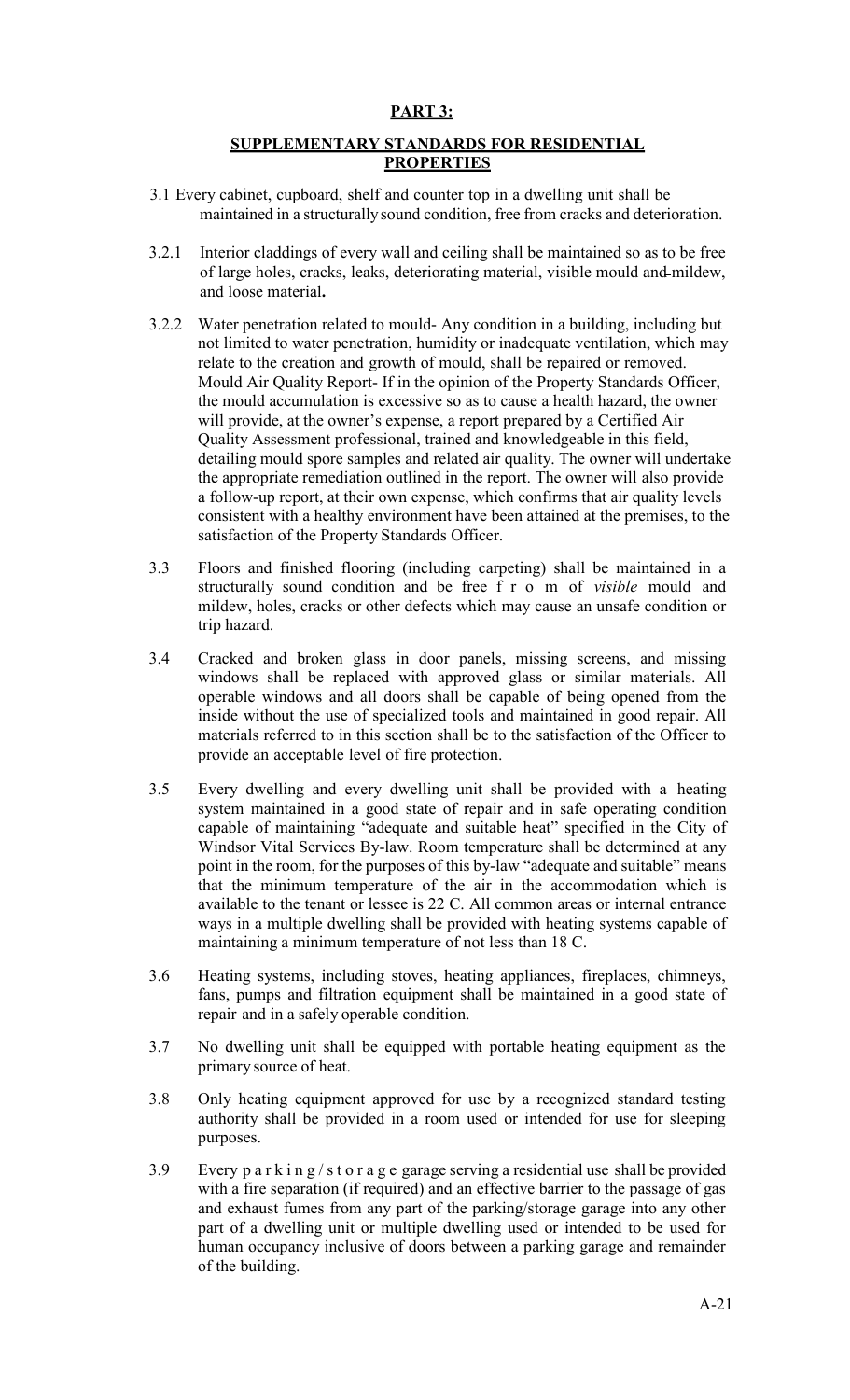## PART 3:

## SUPPLEMENTARY STANDARDS FOR RESIDENTIAL PROPERTIES

3.1 Every cabinet, cupboard, shelf and counter top in a dwelling unit shall be maintained in a structurally sound condition, free from cracks and deterioration.

3.2.1 Interior claddings of every wall and ceiling shall be maintained so as to be free of large holes, cracks, leaks, deteriorating material, visible mould and mildew, and loose material**.**

3.2.2 Water penetration related to mould- Any condition in a building, including but not limited to water penetration, humidity or inadequate ventilation, which may relate to the creation and growth of mould, shall be repaired or removed. Mould Air Quality Report- If in the opinion of the Property Standards Officer, the mould accumulation is excessive so as to cause a health hazard, the owner will provide, at the owner's expense, a report prepared by a Certified Air Quality Assessment professional, trained and knowledgeable in this field, detailing mould spore samples and related air quality. The owner will undertake the appropriate remediation outlined in the report. The owner will also provide a follow-up report, at their own expense, which confirms that air quality levels consistent with a healthy environment have been attained at the premises, to the satisfaction of the Property Standards Officer.

3.3 Floors and finished flooring (including carpeting) shall be maintained in a structurally sound condition and be free from of *visible* mould and mildew, holes, cracks or other defects which may cause an unsafe condition or trip hazard.

3.4 Cracked and broken glass in door panels, missing screens, and missing windows shall be replaced with approved glass or similar materials. All operable windows and all doors shall be capable of being opened from the inside without the use of specialized tools and maintained in good repair. All materials referred to in this section shall be to the satisfaction of the Officer to provide an acceptable level of fire protection.

3.5 Every dwelling and every dwelling unit shall be provided with a heating system maintained in a good state of repair and in safe operating condition capable of maintaining "adequate and suitable heat" specified in the City of Windsor Vital Services By-law. Room temperature shall be determined at any point in the room, for the purposes of this by-law "adequate and suitable" means that the minimum temperature of the air in the accommodation which is available to the tenant or lessee is 22 C. All common areas or internal entrance ways in a multiple dwelling shall be provided with heating systems capable of maintaining a minimum temperature of not less than 18 C.

3.6 Heating systems, including stoves, heating appliances, fireplaces, chimneys, fans, pumps and filtration equipment shall be maintained in a good state of repair and in a safely operable condition.

3.7 No dwelling unit shall be equipped with portable heating equipment as the primary source of heat.

3.8 Only heating equipment approved for use by a recognized standard testing authority shall be provided in a room used or intended for use for sleeping purposes.

3.9 Every parking/storage garage serving a residential use shall be provided with a fire separation (if required) and an effective barrier to the passage of gas and exhaust fumes from any part of the parking/storage garage into any other part of a dwelling unit or multiple dwelling used or intended to be used for human occupancy inclusive of doors between a parking garage and remainder of the building.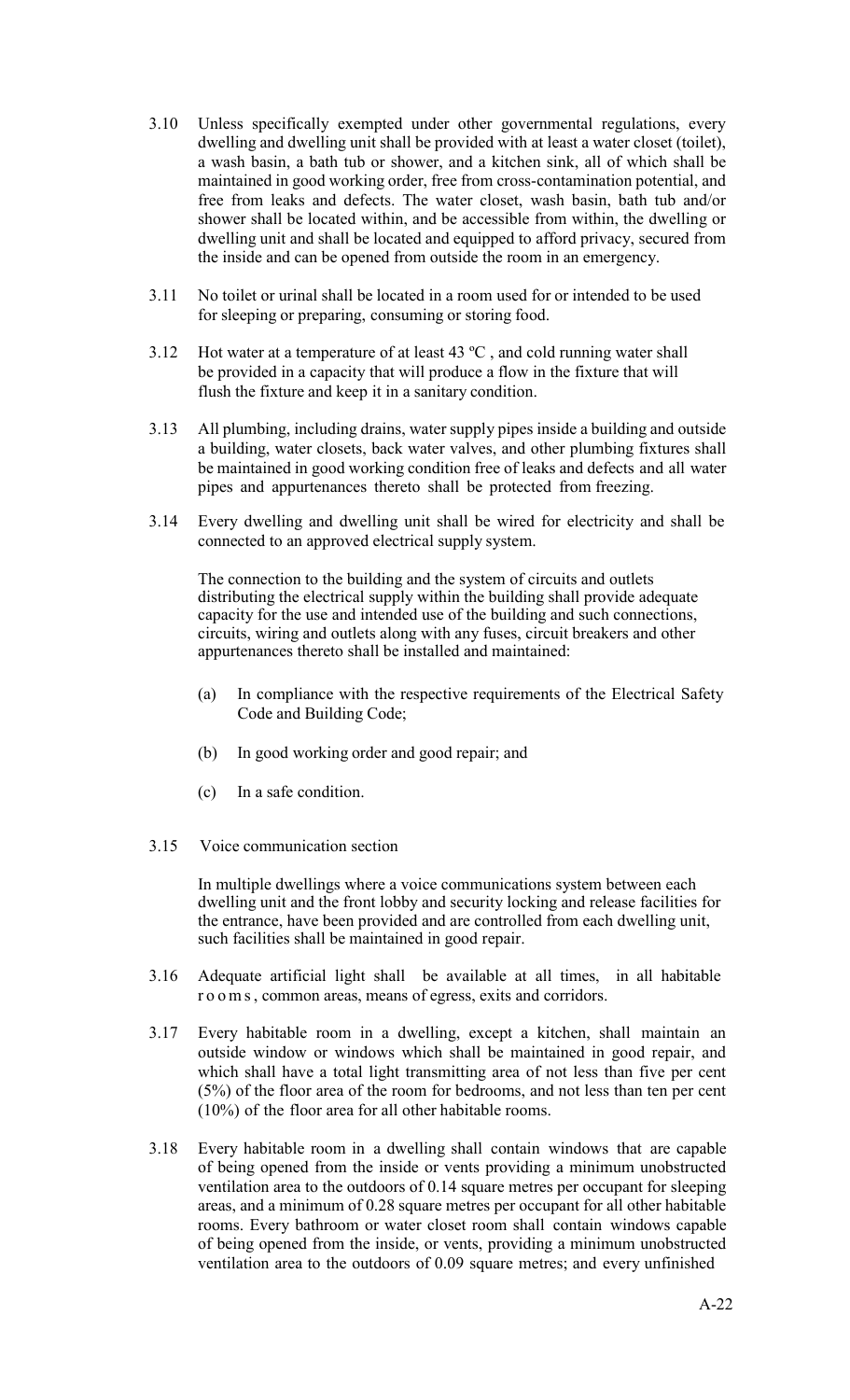3.10 Unless specifically exempted under other governmental regulations, every dwelling and dwelling unit shall be provided with at least a water closet (toilet), a wash basin, a bath tub or shower, and a kitchen sink, all of which shall be maintained in good working order, free from cross-contamination potential, and free from leaks and defects. The water closet, wash basin, bath tub and/or shower shall be located within, and be accessible from within, the dwelling or dwelling unit and shall be located and equipped to afford privacy, secured from the inside and can be opened from outside the room in an emergency.

3.11 No toilet or urinal shall be located in a room used for or intended to be used for sleeping or preparing, consuming or storing food.

3.12 Hot water at a temperature of at least 43 ºC , and cold running water shall be provided in a capacity that will produce a flow in the fixture that will flush the fixture and keep it in a sanitary condition.

3.13 All plumbing, including drains, water supply pipes inside a building and outside a building, water closets, back water valves, and other plumbing fixtures shall be maintained in good working condition free of leaks and defects and all water pipes and appurtenances thereto shall be protected from freezing.

3.14 Every dwelling and dwelling unit shall be wired for electricity and shall be connected to an approved electrical supply system.

The connection to the building and the system of circuits and outlets distributing the electrical supply within the building shall provide adequate capacity for the use and intended use of the building and such connections, circuits, wiring and outlets along with any fuses, circuit breakers and other appurtenances thereto shall be installed and maintained:

(a) In compliance with the respective requirements of the Electrical Safety Code and Building Code;

(b) In good working order and good repair; and

(c) In a safe condition.

3.15 Voice communication section

In multiple dwellings where a voice communications system between each dwelling unit and the front lobby and security locking and release facilities for the entrance, have been provided and are controlled from each dwelling unit, such facilities shall be maintained in good repair.

3.16 Adequate artificial light shall be available at all times, in all habitable rooms, common areas, means of egress, exits and corridors.

3.17 Every habitable room in a dwelling, except a kitchen, shall maintain an outside window or windows which shall be maintained in good repair, and which shall have a total light transmitting area of not less than five per cent (5%) of the floor area of the room for bedrooms, and not less than ten per cent (10%) of the floor area for all other habitable rooms.

3.18 Every habitable room in a dwelling shall contain windows that are capable of being opened from the inside or vents providing a minimum unobstructed ventilation area to the outdoors of 0.14 square metres per occupant for sleeping areas, and a minimum of 0.28 square metres per occupant for all other habitable rooms. Every bathroom or water closet room shall contain windows capable of being opened from the inside, or vents, providing a minimum unobstructed ventilation area to the outdoors of 0.09 square metres; and every unfinished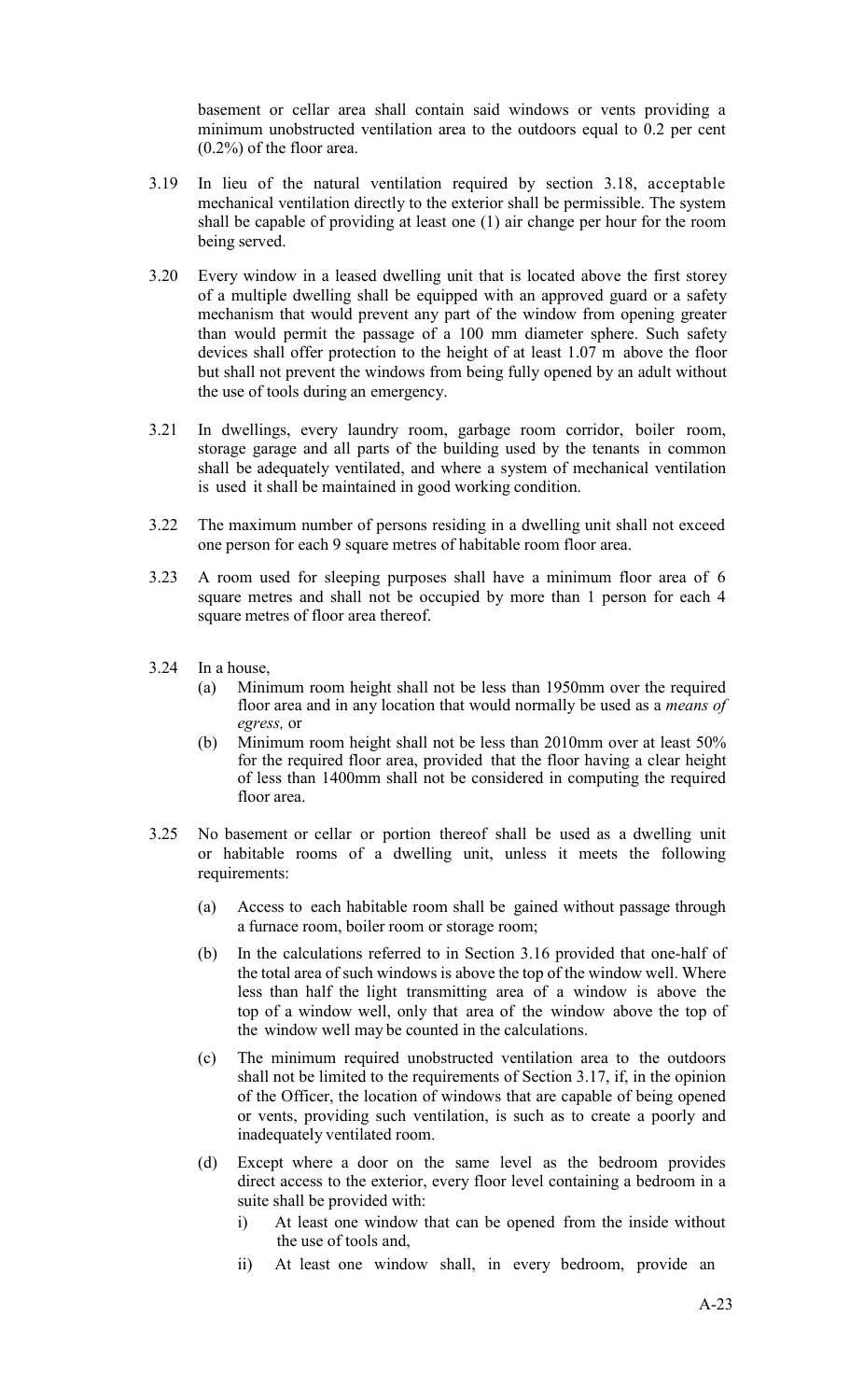basement or cellar area shall contain said windows or vents providing a minimum unobstructed ventilation area to the outdoors equal to 0.2 per cent (0.2%) of the floor area.

3.19 In lieu of the natural ventilation required by section 3.18, acceptable mechanical ventilation directly to the exterior shall be permissible. The system shall be capable of providing at least one (1) air change per hour for the room being served.

3.20 Every window in a leased dwelling unit that is located above the first storey of a multiple dwelling shall be equipped with an approved guard or a safety mechanism that would prevent any part of the window from opening greater than would permit the passage of a 100 mm diameter sphere. Such safety devices shall offer protection to the height of at least 1.07 m above the floor but shall not prevent the windows from being fully opened by an adult without the use of tools during an emergency.

3.21 In dwellings, every laundry room, garbage room corridor, boiler room, storage garage and all parts of the building used by the tenants in common shall be adequately ventilated, and where a system of mechanical ventilation is used it shall be maintained in good working condition.

3.22 The maximum number of persons residing in a dwelling unit shall not exceed one person for each 9 square metres of habitable room floor area.

3.23 A room used for sleeping purposes shall have a minimum floor area of 6 square metres and shall not be occupied by more than 1 person for each 4 square metres of floor area thereof.

3.24 In a house,

(a) Minimum room height shall not be less than 1950mm over the required floor area and in any location that would normally be used as a *means of egress,* or

(b) Minimum room height shall not be less than 2010mm over at least 50% for the required floor area, provided that the floor having a clear height of less than 1400mm shall not be considered in computing the required floor area.

3.25 No basement or cellar or portion thereof shall be used as a dwelling unit or habitable rooms of a dwelling unit, unless it meets the following requirements:

(a) Access to each habitable room shall be gained without passage through a furnace room, boiler room or storage room;

(b) In the calculations referred to in Section 3.16 provided that one-half of the total area of such windows is above the top of the window well. Where less than half the light transmitting area of a window is above the top of a window well, only that area of the window above the top of the window well may be counted in the calculations.

(c) The minimum required unobstructed ventilation area to the outdoors shall not be limited to the requirements of Section 3.17, if, in the opinion of the Officer, the location of windows that are capable of being opened or vents, providing such ventilation, is such as to create a poorly and inadequately ventilated room.

(d) Except where a door on the same level as the bedroom provides direct access to the exterior, every floor level containing a bedroom in a suite shall be provided with:

i) At least one window that can be opened from the inside without the use of tools and,

ii) At least one window shall, in every bedroom, provide an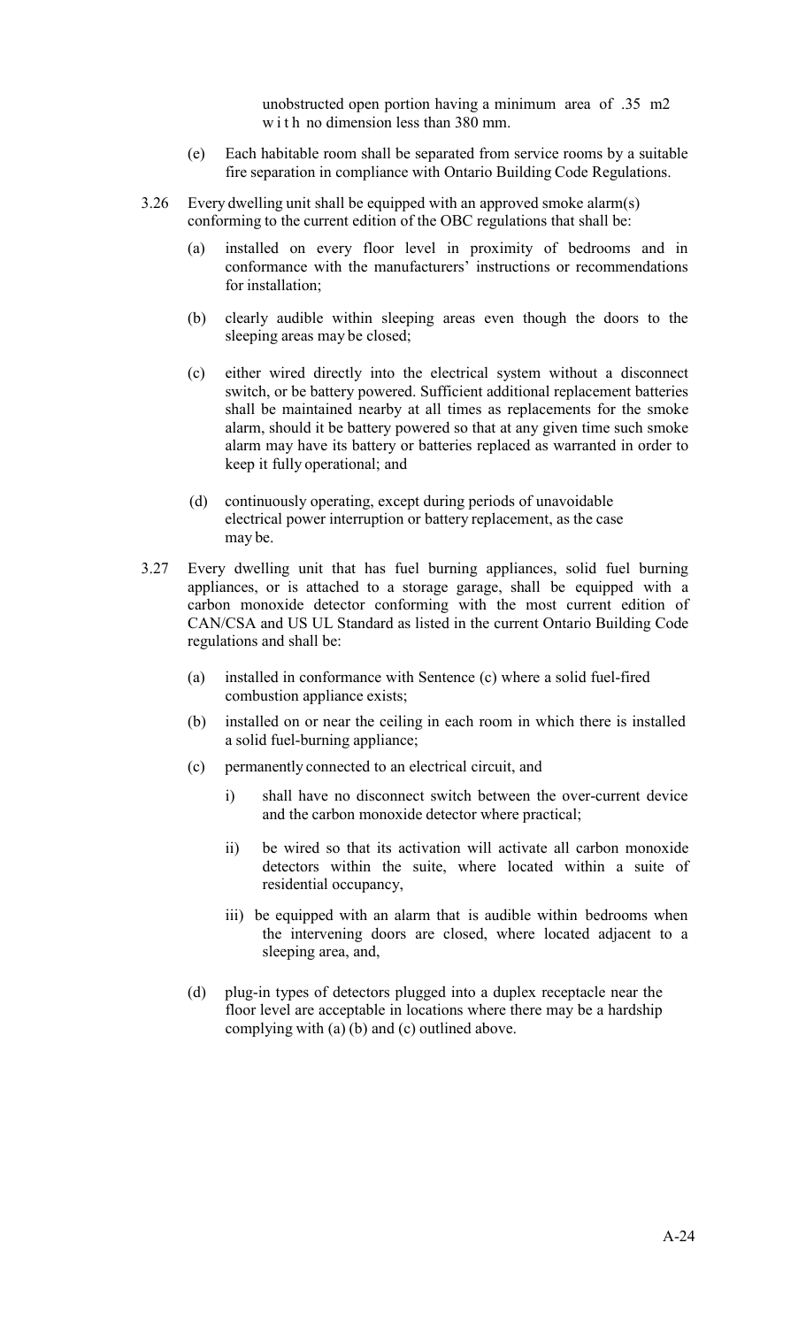unobstructed open portion having a minimum area of .35 m2 with no dimension less than 380 mm.

(e) Each habitable room shall be separated from service rooms by a suitable fire separation in compliance with Ontario Building Code Regulations.

3.26 Every dwelling unit shall be equipped with an approved smoke alarm(s) conforming to the current edition of the OBC regulations that shall be:

(a) installed on every floor level in proximity of bedrooms and in conformance with the manufacturers' instructions or recommendations for installation;

(b) clearly audible within sleeping areas even though the doors to the sleeping areas may be closed;

(c) either wired directly into the electrical system without a disconnect switch, or be battery powered. Sufficient additional replacement batteries shall be maintained nearby at all times as replacements for the smoke alarm, should it be battery powered so that at any given time such smoke alarm may have its battery or batteries replaced as warranted in order to keep it fully operational; and

(d) continuously operating, except during periods of unavoidable electrical power interruption or battery replacement, as the case may be.

3.27 Every dwelling unit that has fuel burning appliances, solid fuel burning appliances, or is attached to a storage garage, shall be equipped with a carbon monoxide detector conforming with the most current edition of CAN/CSA and US UL Standard as listed in the current Ontario Building Code regulations and shall be:

(a) installed in conformance with Sentence (c) where a solid fuel-fired combustion appliance exists;

(b) installed on or near the ceiling in each room in which there is installed a solid fuel-burning appliance;

(c) permanently connected to an electrical circuit, and

i) shall have no disconnect switch between the over-current device and the carbon monoxide detector where practical;

ii) be wired so that its activation will activate all carbon monoxide detectors within the suite, where located within a suite of residential occupancy,

iii) be equipped with an alarm that is audible within bedrooms when the intervening doors are closed, where located adjacent to a sleeping area, and,

(d) plug-in types of detectors plugged into a duplex receptacle near the floor level are acceptable in locations where there may be a hardship complying with (a) (b) and (c) outlined above.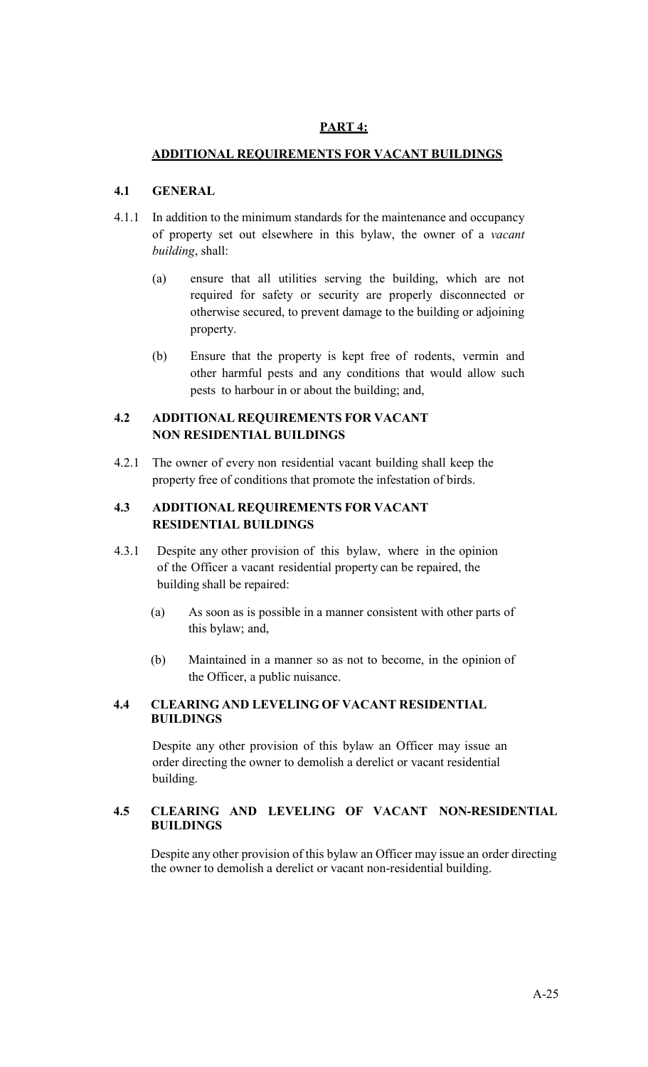## PART 4:

## ADDITIONAL REQUIREMENTS FOR VACANT BUILDINGS

### 4.1 GENERAL

4.1.1 In addition to the minimum standards for the maintenance and occupancy of property set out elsewhere in this bylaw, the owner of a *vacant building*, shall:

(a) ensure that all utilities serving the building, which are not required for safety or security are properly disconnected or otherwise secured, to prevent damage to the building or adjoining property.

(b) Ensure that the property is kept free of rodents, vermin and other harmful pests and any conditions that would allow such pests to harbour in or about the building; and,

### 4.2 ADDITIONAL REQUIREMENTS FOR VACANT NON RESIDENTIAL BUILDINGS

4.2.1 The owner of every non residential vacant building shall keep the property free of conditions that promote the infestation of birds.

### 4.3 ADDITIONAL REQUIREMENTS FOR VACANT RESIDENTIAL BUILDINGS

4.3.1 Despite any other provision of this bylaw, where in the opinion of the Officer a vacant residential property can be repaired, the building shall be repaired:

(a) As soon as is possible in a manner consistent with other parts of this bylaw; and,

(b) Maintained in a manner so as not to become, in the opinion of the Officer, a public nuisance.

### 4.4 CLEARING AND LEVELING OF VACANT RESIDENTIAL BUILDINGS

Despite any other provision of this bylaw an Officer may issue an order directing the owner to demolish a derelict or vacant residential building.

### 4.5 CLEARING AND LEVELING OF VACANT NON-RESIDENTIAL BUILDINGS

Despite any other provision of this bylaw an Officer may issue an order directing the owner to demolish a derelict or vacant non-residential building.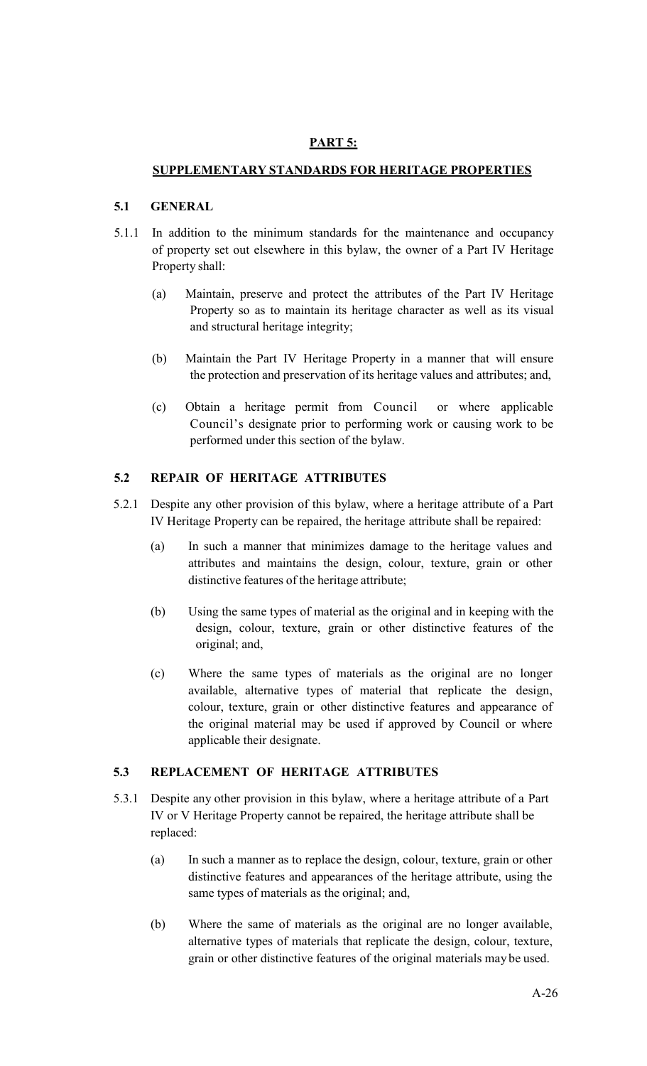## PART 5:

## SUPPLEMENTARY STANDARDS FOR HERITAGE PROPERTIES

### 5.1 GENERAL

5.1.1 In addition to the minimum standards for the maintenance and occupancy of property set out elsewhere in this bylaw, the owner of a Part IV Heritage Property shall:

(a) Maintain, preserve and protect the attributes of the Part IV Heritage Property so as to maintain its heritage character as well as its visual and structural heritage integrity;

(b) Maintain the Part IV Heritage Property in a manner that will ensure the protection and preservation of its heritage values and attributes; and,

(c) Obtain a heritage permit from Council or where applicable Council's designate prior to performing work or causing work to be performed under this section of the bylaw.

### 5.2 REPAIR OF HERITAGE ATTRIBUTES

5.2.1 Despite any other provision of this bylaw, where a heritage attribute of a Part IV Heritage Property can be repaired, the heritage attribute shall be repaired:

(a) In such a manner that minimizes damage to the heritage values and attributes and maintains the design, colour, texture, grain or other distinctive features of the heritage attribute;

(b) Using the same types of material as the original and in keeping with the design, colour, texture, grain or other distinctive features of the original; and,

(c) Where the same types of materials as the original are no longer available, alternative types of material that replicate the design, colour, texture, grain or other distinctive features and appearance of the original material may be used if approved by Council or where applicable their designate.

### 5.3 REPLACEMENT OF HERITAGE ATTRIBUTES

5.3.1 Despite any other provision in this bylaw, where a heritage attribute of a Part IV or V Heritage Property cannot be repaired, the heritage attribute shall be replaced:

(a) In such a manner as to replace the design, colour, texture, grain or other distinctive features and appearances of the heritage attribute, using the same types of materials as the original; and,

(b) Where the same of materials as the original are no longer available, alternative types of materials that replicate the design, colour, texture, grain or other distinctive features of the original materials may be used.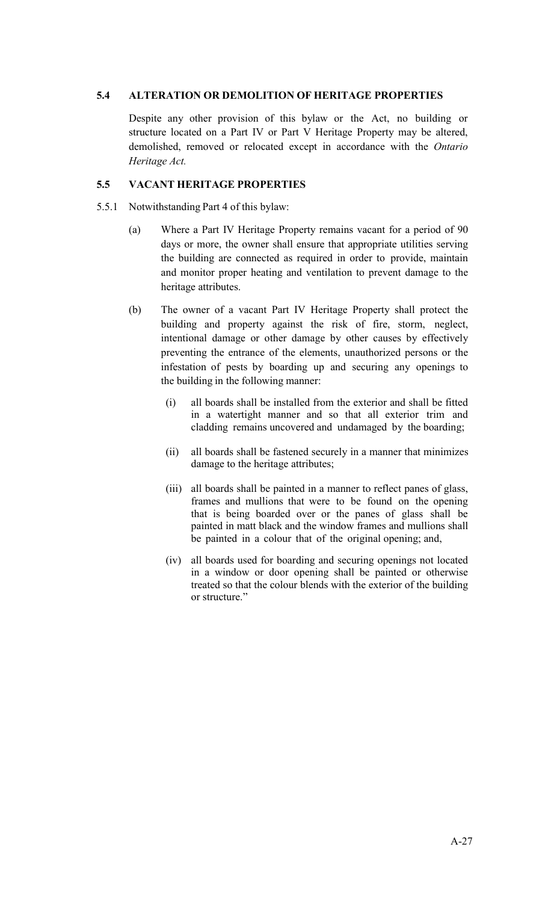### 5.4 ALTERATION OR DEMOLITION OF HERITAGE PROPERTIES

Despite any other provision of this bylaw or the Act, no building or structure located on a Part IV or Part V Heritage Property may be altered, demolished, removed or relocated except in accordance with the *Ontario Heritage Act.*

### 5.5 VACANT HERITAGE PROPERTIES

5.5.1 Notwithstanding Part 4 of this bylaw:

(a) Where a Part IV Heritage Property remains vacant for a period of 90 days or more, the owner shall ensure that appropriate utilities serving the building are connected as required in order to provide, maintain and monitor proper heating and ventilation to prevent damage to the heritage attributes.

(b) The owner of a vacant Part IV Heritage Property shall protect the building and property against the risk of fire, storm, neglect, intentional damage or other damage by other causes by effectively preventing the entrance of the elements, unauthorized persons or the infestation of pests by boarding up and securing any openings to the building in the following manner:

(i) all boards shall be installed from the exterior and shall be fitted in a watertight manner and so that all exterior trim and cladding remains uncovered and undamaged by the boarding;

(ii) all boards shall be fastened securely in a manner that minimizes damage to the heritage attributes;

(iii) all boards shall be painted in a manner to reflect panes of glass, frames and mullions that were to be found on the opening that is being boarded over or the panes of glass shall be painted in matt black and the window frames and mullions shall be painted in a colour that of the original opening; and,

(iv) all boards used for boarding and securing openings not located in a window or door opening shall be painted or otherwise treated so that the colour blends with the exterior of the building or structure."